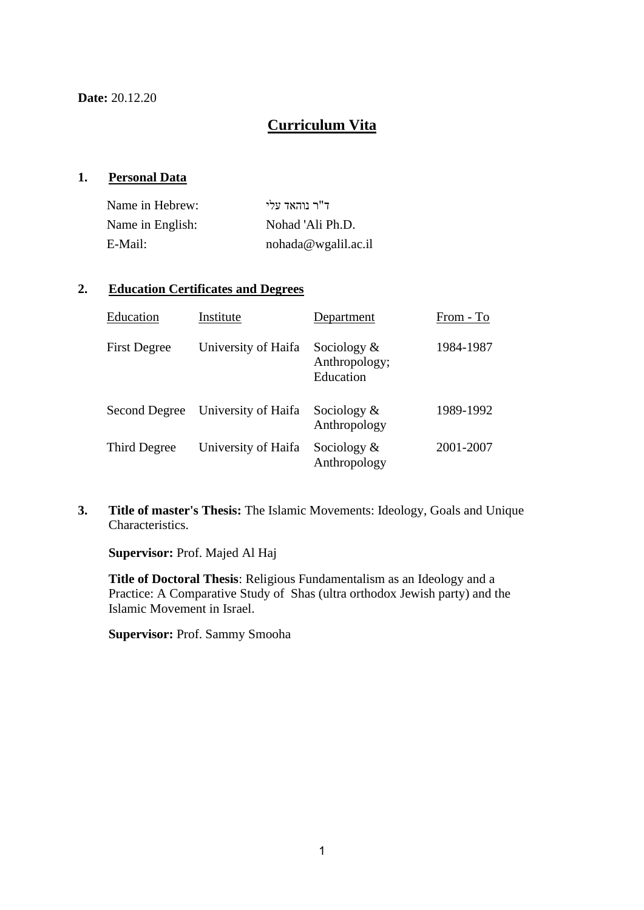**Date:** 20.12.20

# Curriculum Vita

## 1. Personal Data

| | |
|---|---|
| Name in Hebrew: | ד"ר נוהאד עלי |
| Name in English: | Nohad 'Ali Ph.D. |
| E-Mail: | nohada@wgalil.ac.il |

## 2. Education Certificates and Degrees

| Education | Institute | Department | From - To |
|---|---|---|---|
| First Degree | University of Haifa | Sociology & Anthropology; Education | 1984-1987 |
| Second Degree | University of Haifa | Sociology & Anthropology | 1989-1992 |
| Third Degree | University of Haifa | Sociology & Anthropology | 2001-2007 |

## 3. **Title of master's Thesis:** The Islamic Movements: Ideology, Goals and Unique Characteristics.

**Supervisor:** Prof. Majed Al Haj

**Title of Doctoral Thesis**: Religious Fundamentalism as an Ideology and a Practice: A Comparative Study of Shas (ultra orthodox Jewish party) and the Islamic Movement in Israel.

**Supervisor:** Prof. Sammy Smooha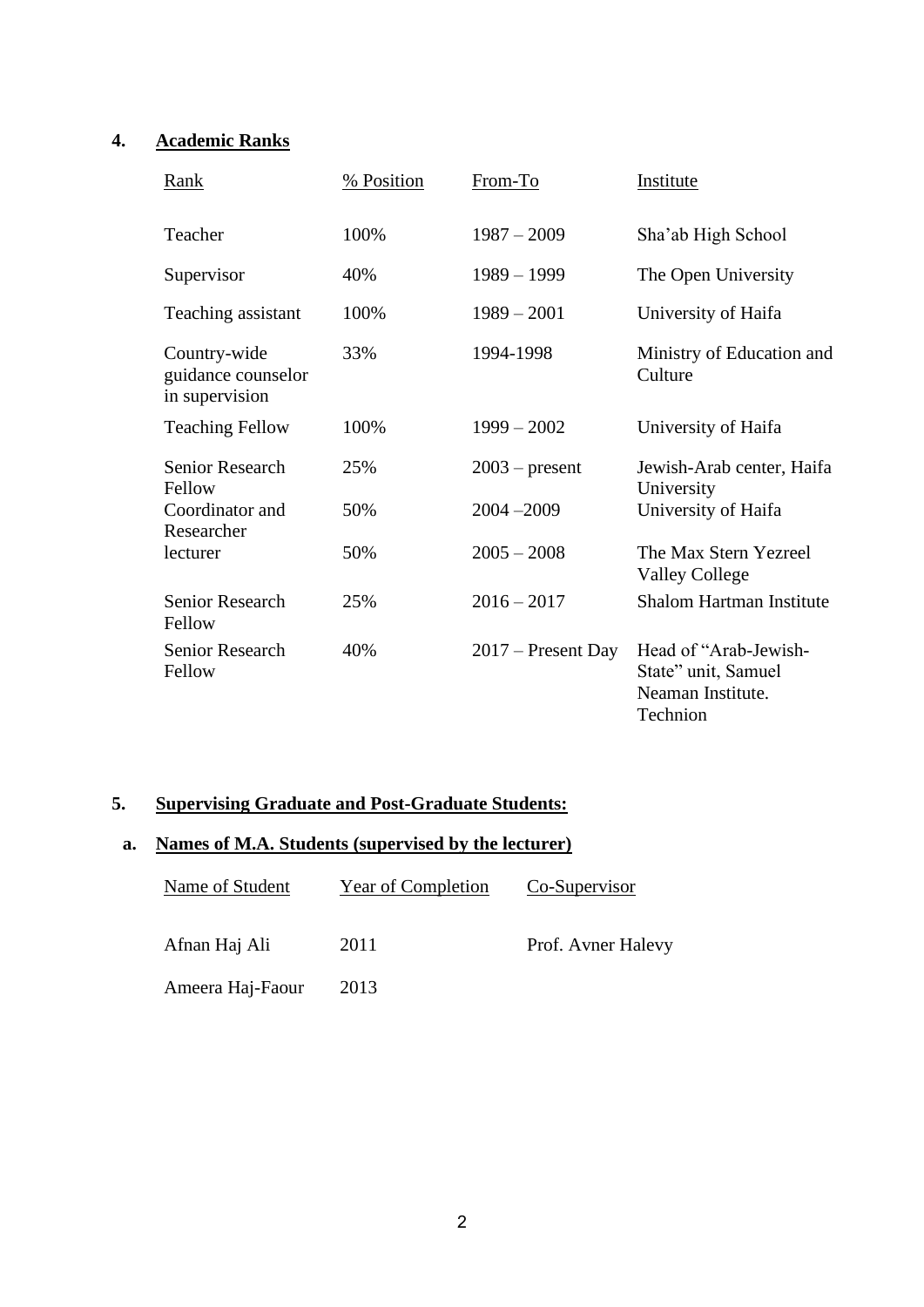## 4. Academic Ranks

| Rank | % Position | From-To | Institute |
|---|---|---|---|
| Teacher | 100% | 1987 – 2009 | Sha'ab High School |
| Supervisor | 40% | 1989 – 1999 | The Open University |
| Teaching assistant | 100% | 1989 – 2001 | University of Haifa |
| Country-wide guidance counselor in supervision | 33% | 1994-1998 | Ministry of Education and Culture |
| Teaching Fellow | 100% | 1999 – 2002 | University of Haifa |
| Senior Research Fellow | 25% | 2003 – present | Jewish-Arab center, Haifa University |
| Coordinator and Researcher | 50% | 2004 –2009 | University of Haifa |
| lecturer | 50% | 2005 – 2008 | The Max Stern Yezreel Valley College |
| Senior Research Fellow | 25% | 2016 – 2017 | Shalom Hartman Institute |
| Senior Research Fellow | 40% | 2017 – Present Day | Head of "Arab-Jewish-State" unit, Samuel Neaman Institute. Technion |

## 5. Supervising Graduate and Post-Graduate Students:

### a. Names of M.A. Students (supervised by the lecturer)

| Name of Student | Year of Completion | Co-Supervisor |
|---|---|---|
| Afnan Haj Ali | 2011 | Prof. Avner Halevy |
| Ameera Haj-Faour | 2013 | |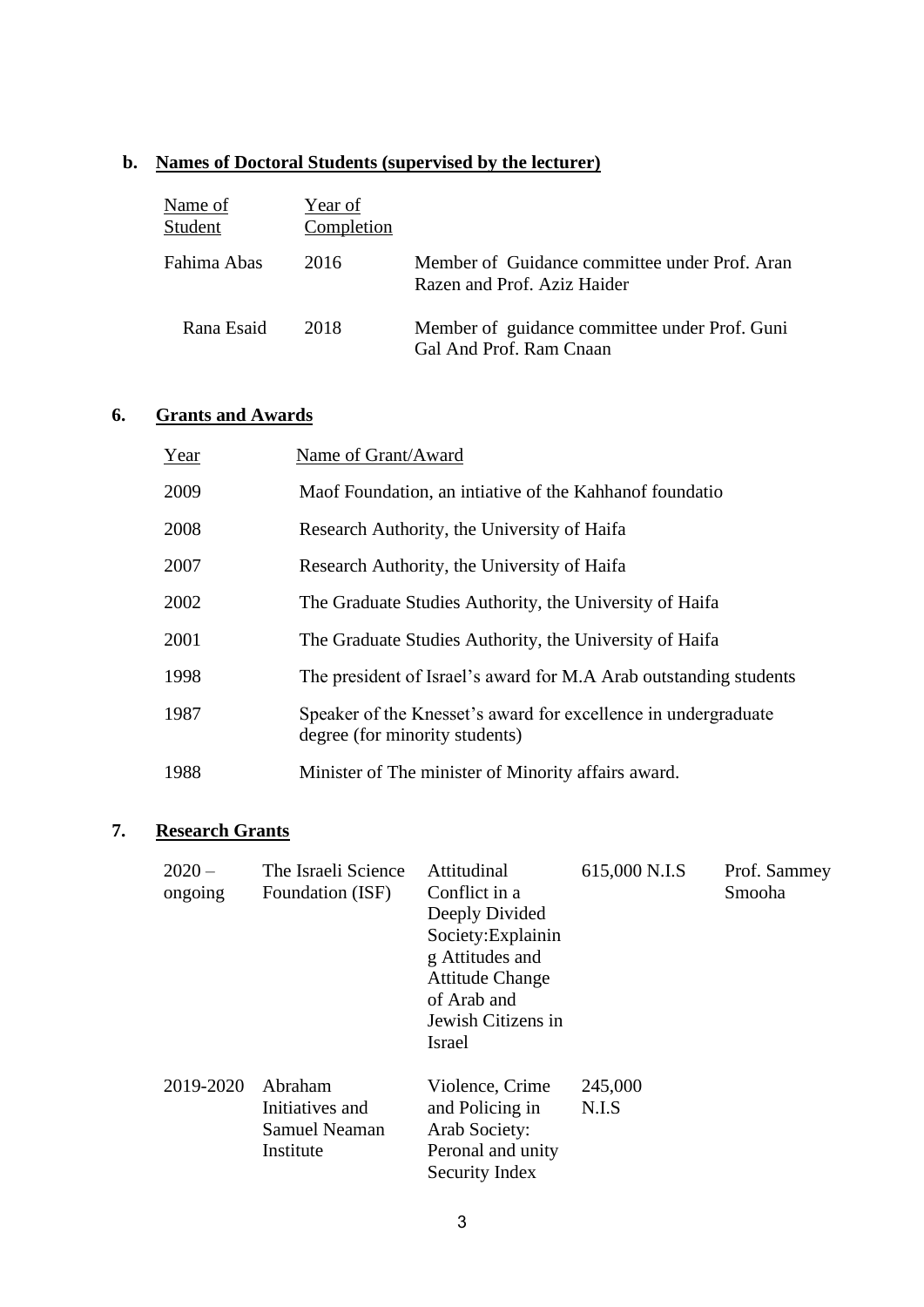### b. Names of Doctoral Students (supervised by the lecturer)

| Name of Student | Year of Completion | |
|---|---|---|
| Fahima Abas | 2016 | Member of Guidance committee under Prof. Aran Razen and Prof. Aziz Haider |
| Rana Esaid | 2018 | Member of guidance committee under Prof. Guni Gal And Prof. Ram Cnaan |

## 6. Grants and Awards

| Year | Name of Grant/Award |
|---|---|
| 2009 | Maof Foundation, an intiative of the Kahhanof foundatio |
| 2008 | Research Authority, the University of Haifa |
| 2007 | Research Authority, the University of Haifa |
| 2002 | The Graduate Studies Authority, the University of Haifa |
| 2001 | The Graduate Studies Authority, the University of Haifa |
| 1998 | The president of Israel's award for M.A Arab outstanding students |
| 1987 | Speaker of the Knesset's award for excellence in undergraduate degree (for minority students) |
| 1988 | Minister of The minister of Minority affairs award. |

## 7. Research Grants

| | | | | |
|---|---|---|---|---|
| 2020 – ongoing | The Israeli Science Foundation (ISF) | Attitudinal Conflict in a Deeply Divided Society:Explaining Attitudes and Attitude Change of Arab and Jewish Citizens in Israel | 615,000 N.I.S | Prof. Sammey Smooha |
| 2019-2020 | Abraham Initiatives and Samuel Neaman Institute | Violence, Crime and Policing in Arab Society: Peronal and unity Security Index | 245,000 N.I.S | |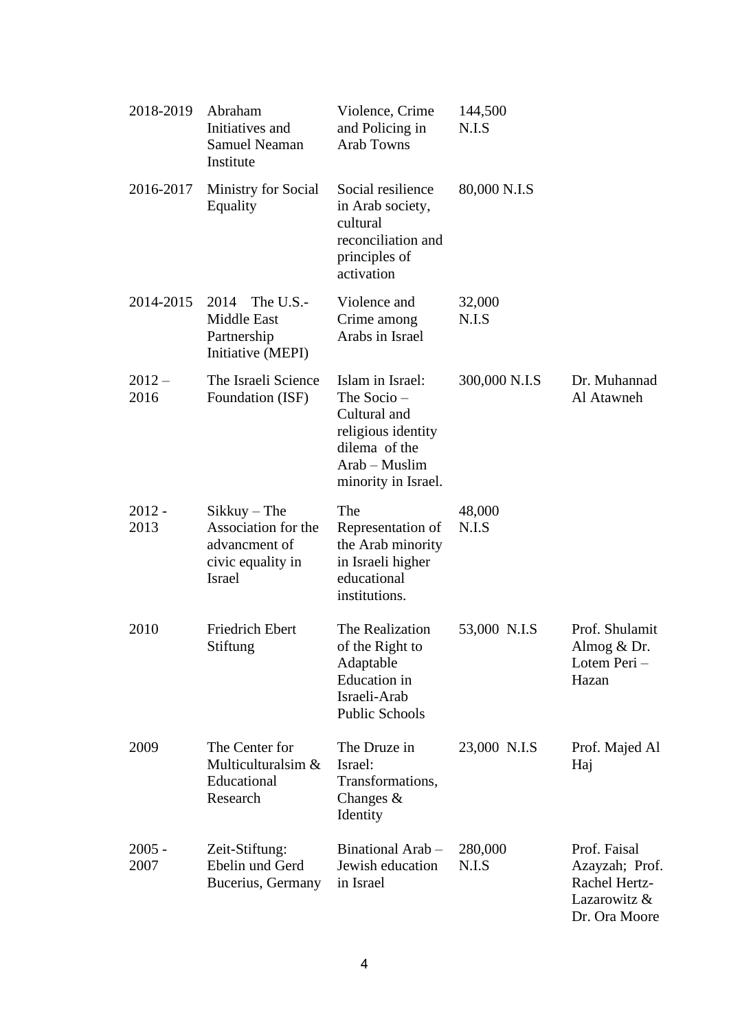| | | | | |
|---|---|---|---|---|
| 2018-2019 | Abraham Initiatives and Samuel Neaman Institute | Violence, Crime and Policing in Arab Towns | 144,500 N.I.S | |
| 2016-2017 | Ministry for Social Equality | Social resilience in Arab society, cultural reconciliation and principles of activation | 80,000 N.I.S | |
| 2014-2015 | 2014 The U.S.-Middle East Partnership Initiative (MEPI) | Violence and Crime among Arabs in Israel | 32,000 N.I.S | |
| 2012 – 2016 | The Israeli Science Foundation (ISF) | Islam in Israel: The Socio – Cultural and religious identity dilema of the Arab – Muslim minority in Israel. | 300,000 N.I.S | Dr. Muhannad Al Atawneh |
| 2012 - 2013 | Sikkuy – The Association for the advancment of civic equality in Israel | The Representation of the Arab minority in Israeli higher educational institutions. | 48,000 N.I.S | |
| 2010 | Friedrich Ebert Stiftung | The Realization of the Right to Adaptable Education in Israeli-Arab Public Schools | 53,000 N.I.S | Prof. Shulamit Almog & Dr. Lotem Peri – Hazan |
| 2009 | The Center for Multiculturalsim & Educational Research | The Druze in Israel: Transformations, Changes & Identity | 23,000 N.I.S | Prof. Majed Al Haj |
| 2005 - 2007 | Zeit-Stiftung: Ebelin und Gerd Bucerius, Germany | Binational Arab – Jewish education in Israel | 280,000 N.I.S | Prof. Faisal Azayzah; Prof. Rachel Hertz-Lazarowitz & Dr. Ora Moore |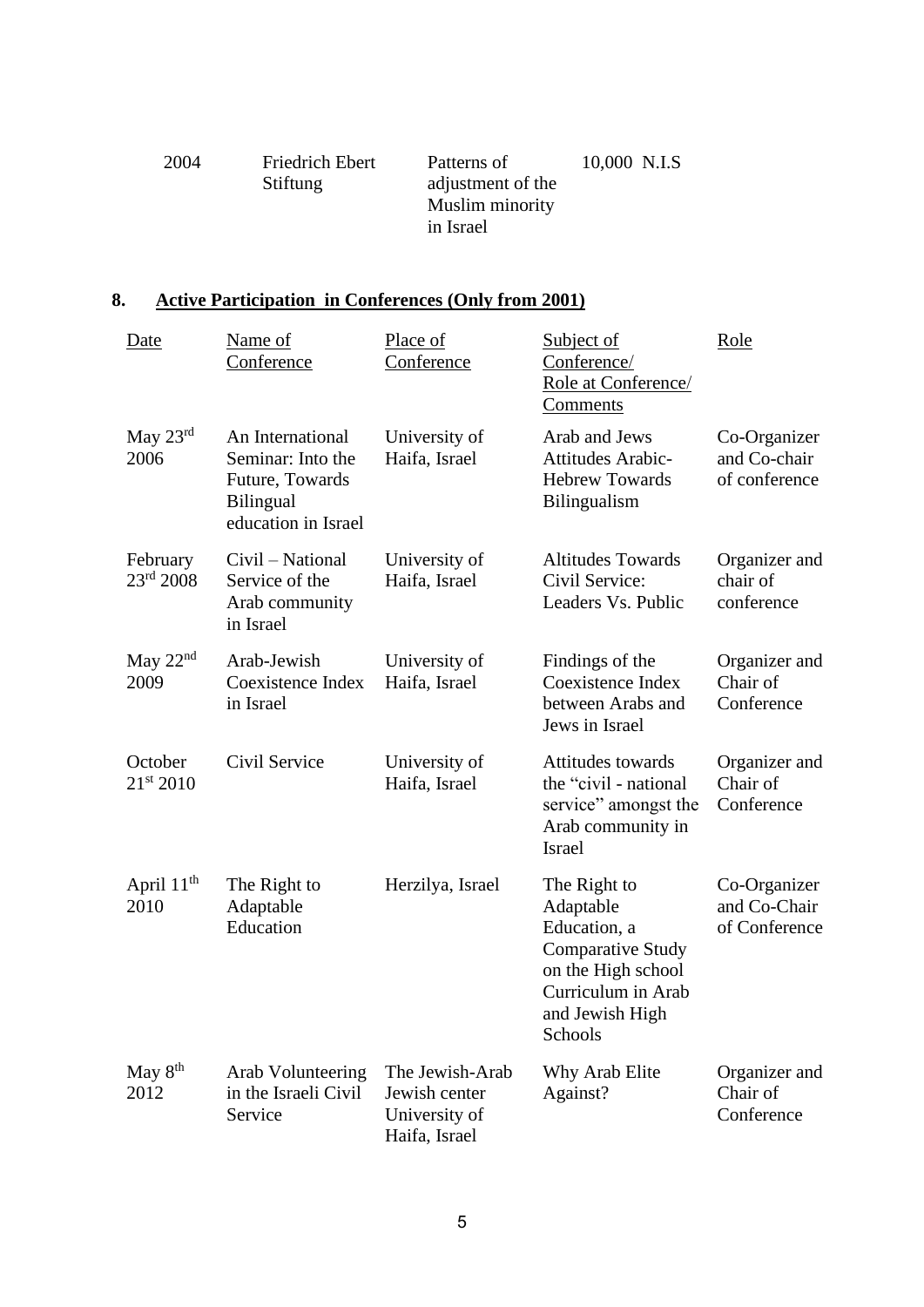| 2004 | Friedrich Ebert Stiftung | Patterns of adjustment of the Muslim minority in Israel | 10,000 N.I.S |
|---|---|---|---|

## 8. Active Participation in Conferences (Only from 2001)

| Date | Name of Conference | Place of Conference | Subject of Conference/ Role at Conference/ Comments | Role |
|---|---|---|---|---|
| May 23rd 2006 | An International Seminar: Into the Future, Towards Bilingual education in Israel | University of Haifa, Israel | Arab and Jews Attitudes Arabic-Hebrew Towards Bilingualism | Co-Organizer and Co-chair of conference |
| February 23rd 2008 | Civil – National Service of the Arab community in Israel | University of Haifa, Israel | Altitudes Towards Civil Service: Leaders Vs. Public | Organizer and chair of conference |
| May 22nd 2009 | Arab-Jewish Coexistence Index in Israel | University of Haifa, Israel | Findings of the Coexistence Index between Arabs and Jews in Israel | Organizer and Chair of Conference |
| October 21st 2010 | Civil Service | University of Haifa, Israel | Attitudes towards the "civil - national service" amongst the Arab community in Israel | Organizer and Chair of Conference |
| April 11th 2010 | The Right to Adaptable Education | Herzilya, Israel | The Right to Adaptable Education, a Comparative Study on the High school Curriculum in Arab and Jewish High Schools | Co-Organizer and Co-Chair of Conference |
| May 8th 2012 | Arab Volunteering in the Israeli Civil Service | The Jewish-Arab Jewish center University of Haifa, Israel | Why Arab Elite Against? | Organizer and Chair of Conference |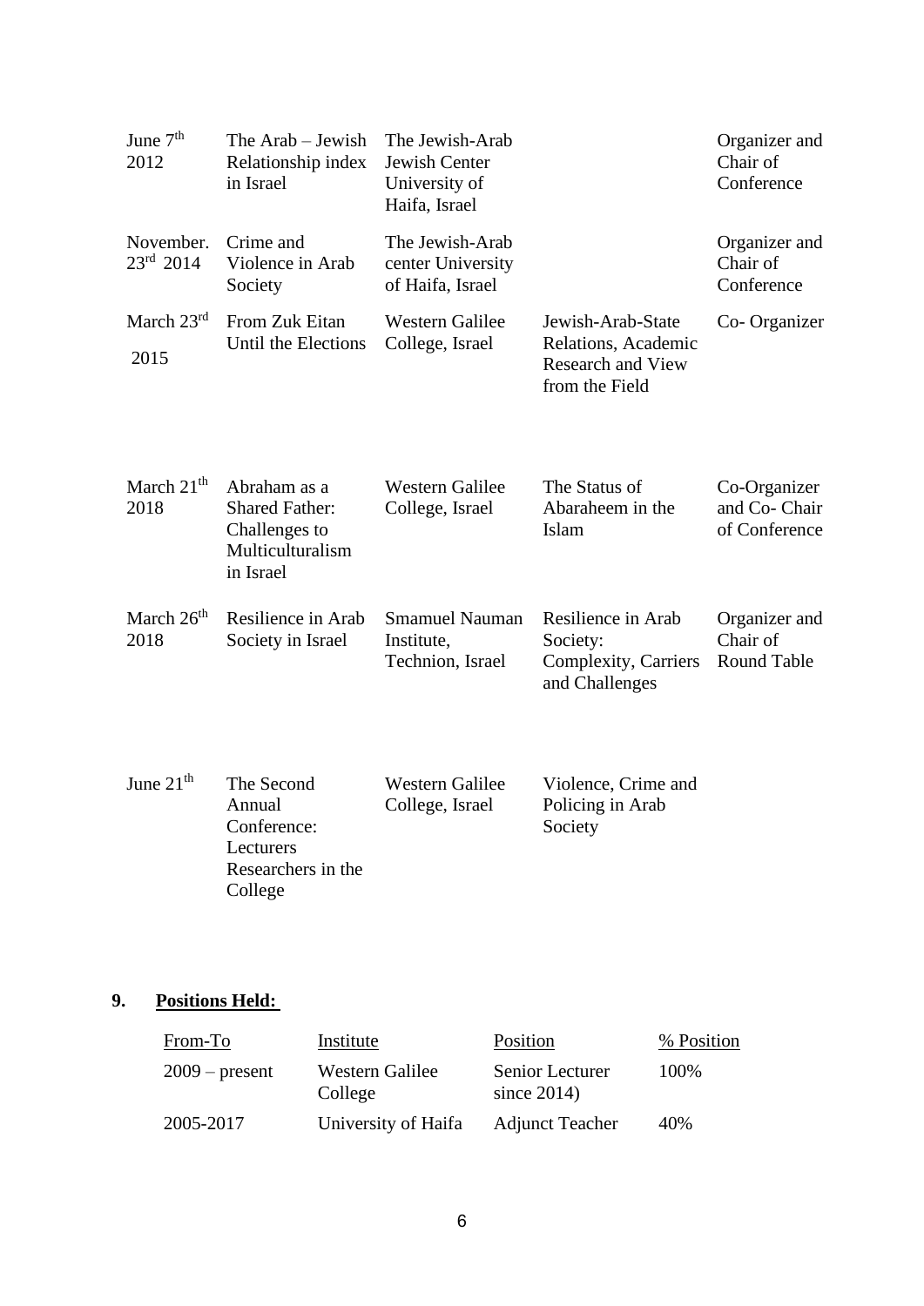| | | | | |
|---|---|---|---|---|
| June 7th 2012 | The Arab – Jewish Relationship index in Israel | The Jewish-Arab Jewish Center University of Haifa, Israel | | Organizer and Chair of Conference |
| November. 23rd 2014 | Crime and Violence in Arab Society | The Jewish-Arab center University of Haifa, Israel | | Organizer and Chair of Conference |
| March 23rd 2015 | From Zuk Eitan Until the Elections | Western Galilee College, Israel | Jewish-Arab-State Relations, Academic Research and View from the Field | Co- Organizer |
| March 21th 2018 | Abraham as a Shared Father: Challenges to Multiculturalism in Israel | Western Galilee College, Israel | The Status of Abaraheem in the Islam | Co-Organizer and Co- Chair of Conference |
| March 26th 2018 | Resilience in Arab Society in Israel | Smamuel Nauman Institute, Technion, Israel | Resilience in Arab Society: Complexity, Carriers and Challenges | Organizer and Chair of Round Table |
| June 21th | The Second Annual Conference: Lecturers Researchers in the College | Western Galilee College, Israel | Violence, Crime and Policing in Arab Society | |

**9. Positions Held:**

| From-To | Institute | Position | % Position |
|---|---|---|---|
| 2009 – present | Western Galilee College | Senior Lecturer since 2014) | 100% |
| 2005-2017 | University of Haifa | Adjunct Teacher | 40% |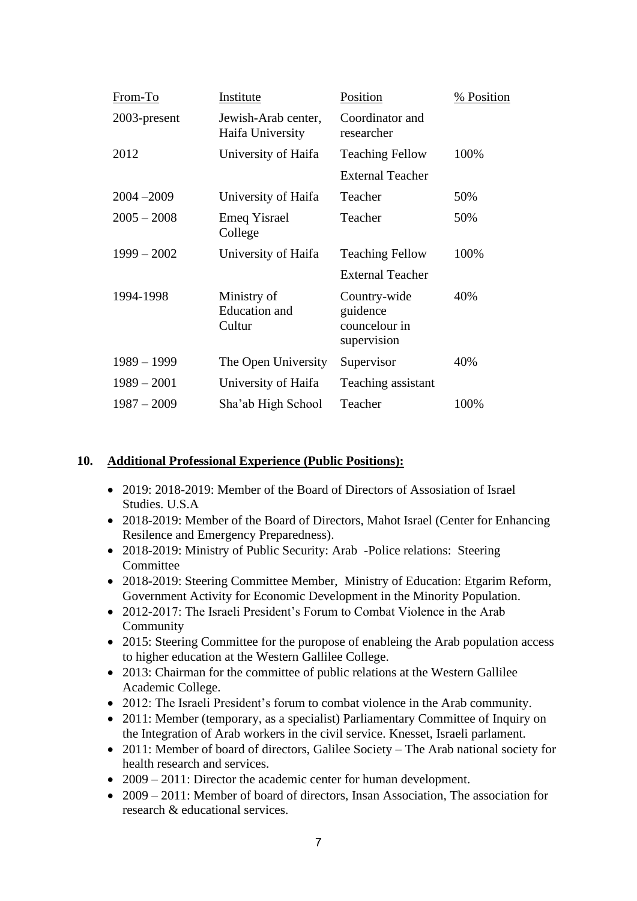| From-To | Institute | Position | % Position |
| --- | --- | --- | --- |
| 2003-present | Jewish-Arab center, Haifa University | Coordinator and researcher | |
| 2012 | University of Haifa | Teaching Fellow | 100% |
| | | External Teacher | |
| 2004 –2009 | University of Haifa | Teacher | 50% |
| 2005 – 2008 | Emeq Yisrael College | Teacher | 50% |
| 1999 – 2002 | University of Haifa | Teaching Fellow | 100% |
| | | External Teacher | |
| 1994-1998 | Ministry of Education and Cultur | Country-wide guidence councelour in supervision | 40% |
| 1989 – 1999 | The Open University | Supervisor | 40% |
| 1989 – 2001 | University of Haifa | Teaching assistant | |
| 1987 – 2009 | Sha'ab High School | Teacher | 100% |

## 10. Additional Professional Experience (Public Positions):

- 2019: 2018-2019: Member of the Board of Directors of Assosiation of Israel Studies. U.S.A
- 2018-2019: Member of the Board of Directors, Mahot Israel (Center for Enhancing Resilence and Emergency Preparedness).
- 2018-2019: Ministry of Public Security: Arab -Police relations: Steering Committee
- 2018-2019: Steering Committee Member, Ministry of Education: Etgarim Reform, Government Activity for Economic Development in the Minority Population.
- 2012-2017: The Israeli President's Forum to Combat Violence in the Arab Community
- 2015: Steering Committee for the puropose of enableing the Arab population access to higher education at the Western Gallilee College.
- 2013: Chairman for the committee of public relations at the Western Gallilee Academic College.
- 2012: The Israeli President's forum to combat violence in the Arab community.
- 2011: Member (temporary, as a specialist) Parliamentary Committee of Inquiry on the Integration of Arab workers in the civil service. Knesset, Israeli parlament.
- 2011: Member of board of directors, Galilee Society – The Arab national society for health research and services.
- 2009 – 2011: Director the academic center for human development.
- 2009 – 2011: Member of board of directors, Insan Association, The association for research & educational services.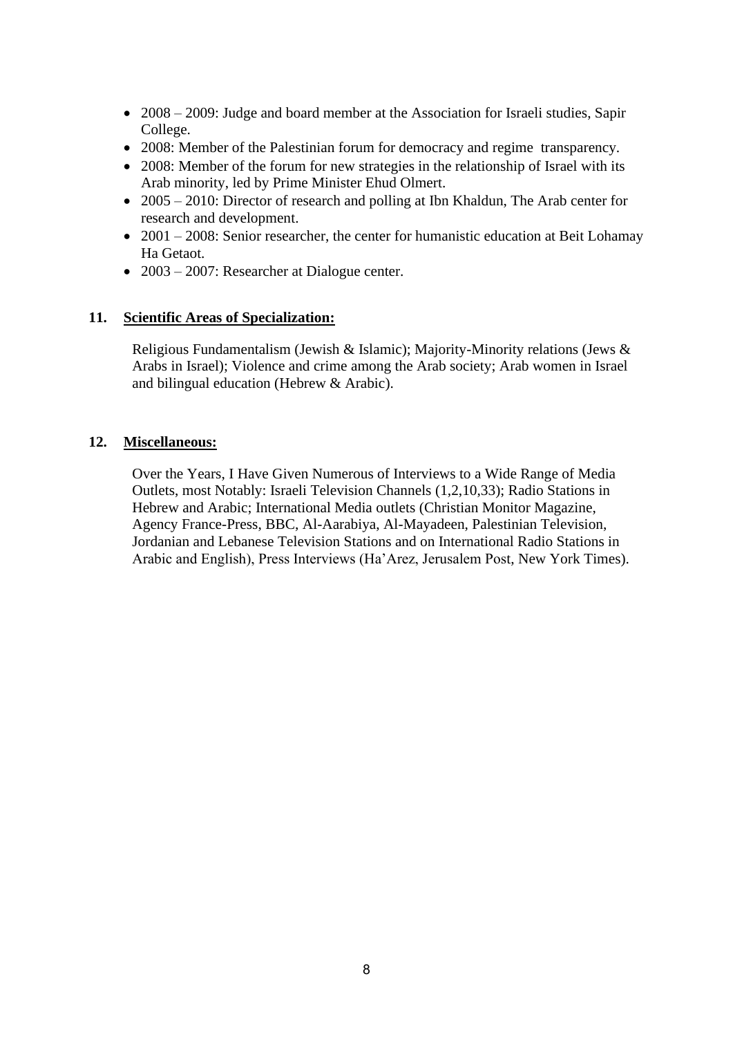- 2008 – 2009: Judge and board member at the Association for Israeli studies, Sapir College.
- 2008: Member of the Palestinian forum for democracy and regime transparency.
- 2008: Member of the forum for new strategies in the relationship of Israel with its Arab minority, led by Prime Minister Ehud Olmert.
- 2005 – 2010: Director of research and polling at Ibn Khaldun, The Arab center for research and development.
- 2001 – 2008: Senior researcher, the center for humanistic education at Beit Lohamay Ha Getaot.
- 2003 – 2007: Researcher at Dialogue center.

## 11. Scientific Areas of Specialization:

Religious Fundamentalism (Jewish & Islamic); Majority-Minority relations (Jews & Arabs in Israel); Violence and crime among the Arab society; Arab women in Israel and bilingual education (Hebrew & Arabic).

## 12. Miscellaneous:

Over the Years, I Have Given Numerous of Interviews to a Wide Range of Media Outlets, most Notably: Israeli Television Channels (1,2,10,33); Radio Stations in Hebrew and Arabic; International Media outlets (Christian Monitor Magazine, Agency France-Press, BBC, Al-Aarabiya, Al-Mayadeen, Palestinian Television, Jordanian and Lebanese Television Stations and on International Radio Stations in Arabic and English), Press Interviews (Ha'Arez, Jerusalem Post, New York Times).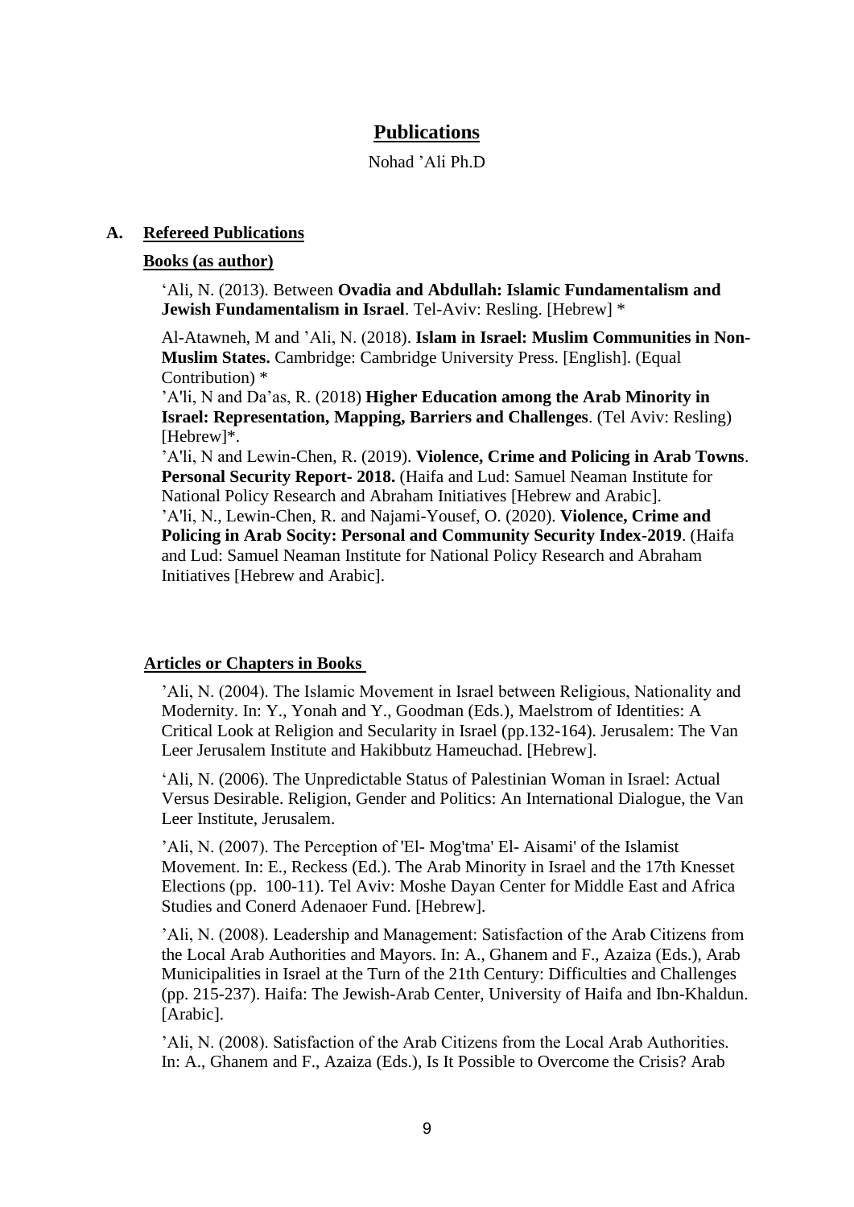# Publications

Nohad 'Ali Ph.D

## A. Refereed Publications

### Books (as author)

'Ali, N. (2013). Between **Ovadia and Abdullah: Islamic Fundamentalism and Jewish Fundamentalism in Israel**. Tel-Aviv: Resling. [Hebrew] *

Al-Atawneh, M and 'Ali, N. (2018). **Islam in Israel: Muslim Communities in Non-Muslim States.** Cambridge: Cambridge University Press. [English]. (Equal Contribution) *

'A'li, N and Da'as, R. (2018) **Higher Education among the Arab Minority in Israel: Representation, Mapping, Barriers and Challenges**. (Tel Aviv: Resling) [Hebrew]*.

'A'li, N and Lewin-Chen, R. (2019). **Violence, Crime and Policing in Arab Towns**. **Personal Security Report- 2018.** (Haifa and Lud: Samuel Neaman Institute for National Policy Research and Abraham Initiatives [Hebrew and Arabic].

'A'li, N., Lewin-Chen, R. and Najami-Yousef, O. (2020). **Violence, Crime and Policing in Arab Socity: Personal and Community Security Index-2019**. (Haifa and Lud: Samuel Neaman Institute for National Policy Research and Abraham Initiatives [Hebrew and Arabic].

### Articles or Chapters in Books

'Ali, N. (2004). The Islamic Movement in Israel between Religious, Nationality and Modernity. In: Y., Yonah and Y., Goodman (Eds.), Maelstrom of Identities: A Critical Look at Religion and Secularity in Israel (pp.132-164). Jerusalem: The Van Leer Jerusalem Institute and Hakibbutz Hameuchad. [Hebrew].

'Ali, N. (2006). The Unpredictable Status of Palestinian Woman in Israel: Actual Versus Desirable. Religion, Gender and Politics: An International Dialogue, the Van Leer Institute, Jerusalem.

'Ali, N. (2007). The Perception of 'El- Mog'tma' El- Aisami' of the Islamist Movement. In: E., Reckess (Ed.). The Arab Minority in Israel and the 17th Knesset Elections (pp. 100-11). Tel Aviv: Moshe Dayan Center for Middle East and Africa Studies and Conerd Adenaoer Fund. [Hebrew].

'Ali, N. (2008). Leadership and Management: Satisfaction of the Arab Citizens from the Local Arab Authorities and Mayors. In: A., Ghanem and F., Azaiza (Eds.), Arab Municipalities in Israel at the Turn of the 21th Century: Difficulties and Challenges (pp. 215-237). Haifa: The Jewish-Arab Center, University of Haifa and Ibn-Khaldun. [Arabic].

'Ali, N. (2008). Satisfaction of the Arab Citizens from the Local Arab Authorities. In: A., Ghanem and F., Azaiza (Eds.), Is It Possible to Overcome the Crisis? Arab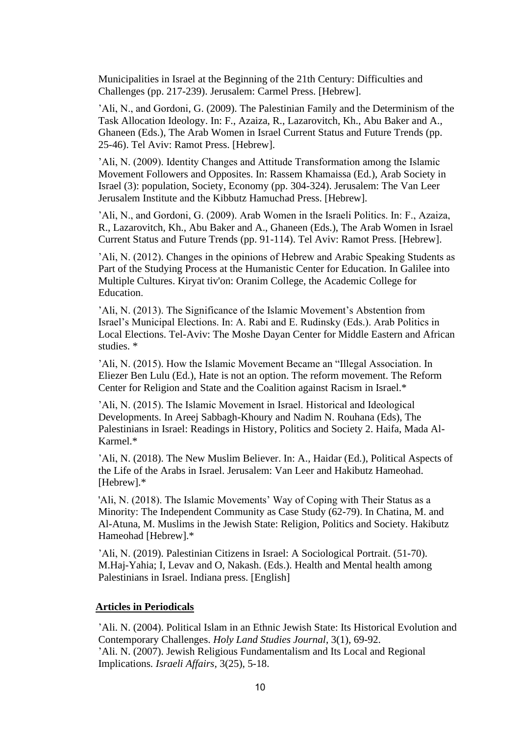Municipalities in Israel at the Beginning of the 21th Century: Difficulties and Challenges (pp. 217-239). Jerusalem: Carmel Press. [Hebrew].

'Ali, N., and Gordoni, G. (2009). The Palestinian Family and the Determinism of the Task Allocation Ideology. In: F., Azaiza, R., Lazarovitch, Kh., Abu Baker and A., Ghaneen (Eds.), The Arab Women in Israel Current Status and Future Trends (pp. 25-46). Tel Aviv: Ramot Press. [Hebrew].

'Ali, N. (2009). Identity Changes and Attitude Transformation among the Islamic Movement Followers and Opposites. In: Rassem Khamaissa (Ed.), Arab Society in Israel (3): population, Society, Economy (pp. 304-324). Jerusalem: The Van Leer Jerusalem Institute and the Kibbutz Hamuchad Press. [Hebrew].

'Ali, N., and Gordoni, G. (2009). Arab Women in the Israeli Politics. In: F., Azaiza, R., Lazarovitch, Kh., Abu Baker and A., Ghaneen (Eds.), The Arab Women in Israel Current Status and Future Trends (pp. 91-114). Tel Aviv: Ramot Press. [Hebrew].

'Ali, N. (2012). Changes in the opinions of Hebrew and Arabic Speaking Students as Part of the Studying Process at the Humanistic Center for Education. In Galilee into Multiple Cultures. Kiryat tiv'on: Oranim College, the Academic College for Education.

'Ali, N. (2013). The Significance of the Islamic Movement's Abstention from Israel's Municipal Elections. In: A. Rabi and E. Rudinsky (Eds.). Arab Politics in Local Elections. Tel-Aviv: The Moshe Dayan Center for Middle Eastern and African studies. *

'Ali, N. (2015). How the Islamic Movement Became an "Illegal Association. In Eliezer Ben Lulu (Ed.), Hate is not an option. The reform movement. The Reform Center for Religion and State and the Coalition against Racism in Israel.*

'Ali, N. (2015). The Islamic Movement in Israel. Historical and Ideological Developments. In Areej Sabbagh-Khoury and Nadim N. Rouhana (Eds), The Palestinians in Israel: Readings in History, Politics and Society 2. Haifa, Mada Al-Karmel.*

'Ali, N. (2018). The New Muslim Believer. In: A., Haidar (Ed.), Political Aspects of the Life of the Arabs in Israel. Jerusalem: Van Leer and Hakibutz Hameohad. [Hebrew].*

'Ali, N. (2018). The Islamic Movements' Way of Coping with Their Status as a Minority: The Independent Community as Case Study (62-79). In Chatina, M. and Al-Atuna, M. Muslims in the Jewish State: Religion, Politics and Society. Hakibutz Hameohad [Hebrew].*

'Ali, N. (2019). Palestinian Citizens in Israel: A Sociological Portrait. (51-70). M.Haj-Yahia; I, Levav and O, Nakash. (Eds.). Health and Mental health among Palestinians in Israel. Indiana press. [English]

## Articles in Periodicals

'Ali. N. (2004). Political Islam in an Ethnic Jewish State: Its Historical Evolution and Contemporary Challenges. *Holy Land Studies Journal*, 3(1), 69-92.
'Ali. N. (2007). Jewish Religious Fundamentalism and Its Local and Regional Implications. *Israeli Affairs*, 3(25), 5-18.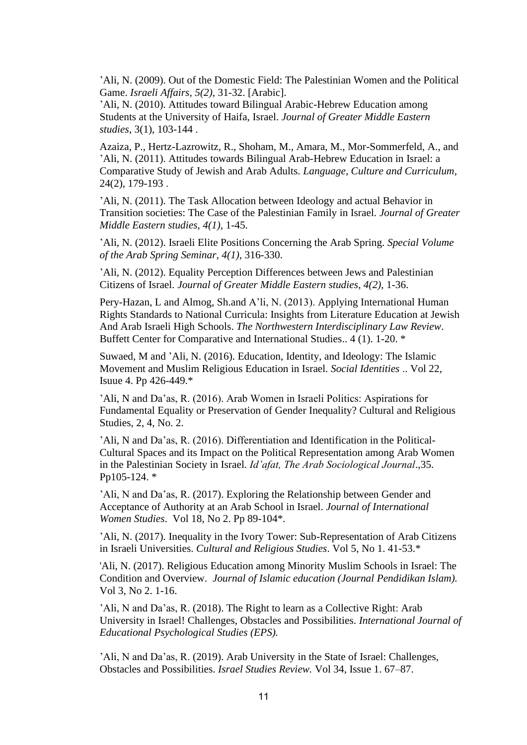'Ali, N. (2009). Out of the Domestic Field: The Palestinian Women and the Political Game. *Israeli Affairs*, *5(2)*, 31-32. [Arabic].

'Ali, N. (2010). Attitudes toward Bilingual Arabic-Hebrew Education among Students at the University of Haifa, Israel. *Journal of Greater Middle Eastern studies*, 3(1), 103-144 .

Azaiza, P., Hertz-Lazrowitz, R., Shoham, M., Amara, M., Mor-Sommerfeld, A., and 'Ali, N. (2011). Attitudes towards Bilingual Arab-Hebrew Education in Israel: a Comparative Study of Jewish and Arab Adults. *Language, Culture and Curriculum*, 24(2), 179-193 .

'Ali, N. (2011). The Task Allocation between Ideology and actual Behavior in Transition societies: The Case of the Palestinian Family in Israel. *Journal of Greater Middle Eastern studies, 4(1)*, 1-45.

'Ali, N. (2012). Israeli Elite Positions Concerning the Arab Spring. *Special Volume of the Arab Spring Seminar, 4(1)*, 316-330.

'Ali, N. (2012). Equality Perception Differences between Jews and Palestinian Citizens of Israel. *Journal of Greater Middle Eastern studies*, *4(2)*, 1-36.

Pery-Hazan, L and Almog, Sh.and A'li, N. (2013). Applying International Human Rights Standards to National Curricula: Insights from Literature Education at Jewish And Arab Israeli High Schools. *The Northwestern Interdisciplinary Law Review*. Buffett Center for Comparative and International Studies.. 4 (1). 1-20. *

Suwaed, M and 'Ali, N. (2016). Education, Identity, and Ideology: The Islamic Movement and Muslim Religious Education in Israel. *Social Identities* .. Vol 22, Isuue 4. Pp 426-449.*

'Ali, N and Da'as, R. (2016). Arab Women in Israeli Politics: Aspirations for Fundamental Equality or Preservation of Gender Inequality? Cultural and Religious Studies, 2, 4, No. 2.

'Ali, N and Da'as, R. (2016). Differentiation and Identification in the Political-Cultural Spaces and its Impact on the Political Representation among Arab Women in the Palestinian Society in Israel. *Id'afat, The Arab Sociological Journal*.,35. Pp105-124. *

'Ali, N and Da'as, R. (2017). Exploring the Relationship between Gender and Acceptance of Authority at an Arab School in Israel. *Journal of International Women Studies*. Vol 18, No 2. Pp 89-104*.

'Ali, N. (2017). Inequality in the Ivory Tower: Sub-Representation of Arab Citizens in Israeli Universities. *Cultural and Religious Studies*. Vol 5, No 1. 41-53.*

'Ali, N. (2017). Religious Education among Minority Muslim Schools in Israel: The Condition and Overview. *Journal of Islamic education (Journal Pendidikan Islam).* Vol 3, No 2. 1-16.

'Ali, N and Da'as, R. (2018). The Right to learn as a Collective Right: Arab University in Israel! Challenges, Obstacles and Possibilities. *International Journal of Educational Psychological Studies (EPS).*

'Ali, N and Da'as, R. (2019). Arab University in the State of Israel: Challenges, Obstacles and Possibilities. *Israel Studies Review.* Vol 34, Issue 1. 67–87.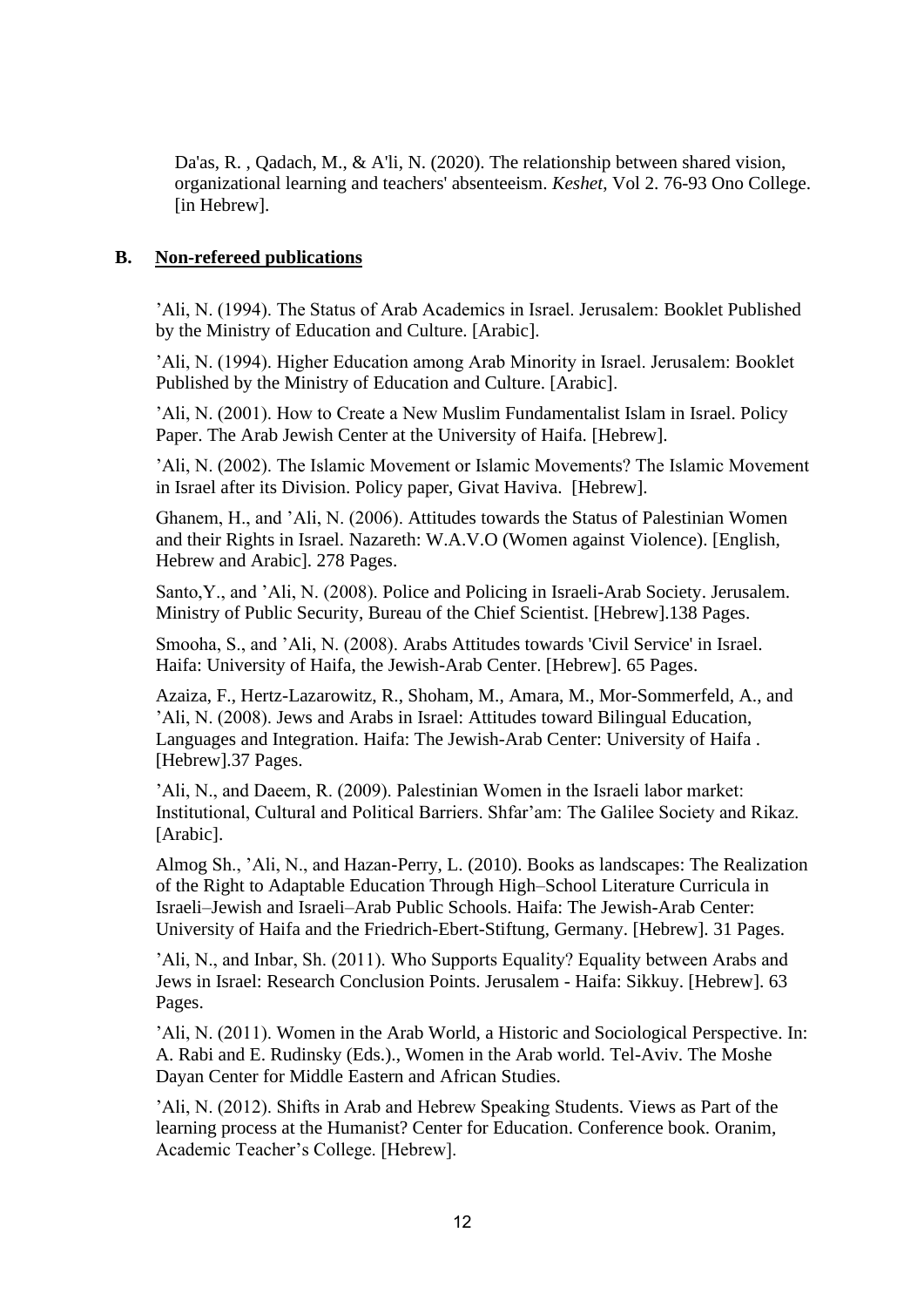Da'as, R. , Qadach, M., & A'li, N. (2020). The relationship between shared vision, organizational learning and teachers' absenteeism. *Keshet*, Vol 2. 76-93 Ono College. [in Hebrew].

**B. <u>Non-refereed publications</u>**

'Ali, N. (1994). The Status of Arab Academics in Israel. Jerusalem: Booklet Published by the Ministry of Education and Culture. [Arabic].

'Ali, N. (1994). Higher Education among Arab Minority in Israel. Jerusalem: Booklet Published by the Ministry of Education and Culture. [Arabic].

'Ali, N. (2001). How to Create a New Muslim Fundamentalist Islam in Israel. Policy Paper. The Arab Jewish Center at the University of Haifa. [Hebrew].

'Ali, N. (2002). The Islamic Movement or Islamic Movements? The Islamic Movement in Israel after its Division. Policy paper, Givat Haviva. [Hebrew].

Ghanem, H., and 'Ali, N. (2006). Attitudes towards the Status of Palestinian Women and their Rights in Israel. Nazareth: W.A.V.O (Women against Violence). [English, Hebrew and Arabic]. 278 Pages.

Santo,Y., and 'Ali, N. (2008). Police and Policing in Israeli-Arab Society. Jerusalem. Ministry of Public Security, Bureau of the Chief Scientist. [Hebrew].138 Pages.

Smooha, S., and 'Ali, N. (2008). Arabs Attitudes towards 'Civil Service' in Israel. Haifa: University of Haifa, the Jewish-Arab Center. [Hebrew]. 65 Pages.

Azaiza, F., Hertz-Lazarowitz, R., Shoham, M., Amara, M., Mor-Sommerfeld, A., and 'Ali, N. (2008). Jews and Arabs in Israel: Attitudes toward Bilingual Education, Languages and Integration. Haifa: The Jewish-Arab Center: University of Haifa . [Hebrew].37 Pages.

'Ali, N., and Daeem, R. (2009). Palestinian Women in the Israeli labor market: Institutional, Cultural and Political Barriers. Shfar'am: The Galilee Society and Rikaz. [Arabic].

Almog Sh., 'Ali, N., and Hazan-Perry, L. (2010). Books as landscapes: The Realization of the Right to Adaptable Education Through High–School Literature Curricula in Israeli–Jewish and Israeli–Arab Public Schools. Haifa: The Jewish-Arab Center: University of Haifa and the Friedrich-Ebert-Stiftung, Germany. [Hebrew]. 31 Pages.

'Ali, N., and Inbar, Sh. (2011). Who Supports Equality? Equality between Arabs and Jews in Israel: Research Conclusion Points. Jerusalem - Haifa: Sikkuy. [Hebrew]. 63 Pages.

'Ali, N. (2011). Women in the Arab World, a Historic and Sociological Perspective. In: A. Rabi and E. Rudinsky (Eds.)., Women in the Arab world. Tel-Aviv. The Moshe Dayan Center for Middle Eastern and African Studies.

'Ali, N. (2012). Shifts in Arab and Hebrew Speaking Students. Views as Part of the learning process at the Humanist? Center for Education. Conference book. Oranim, Academic Teacher's College. [Hebrew].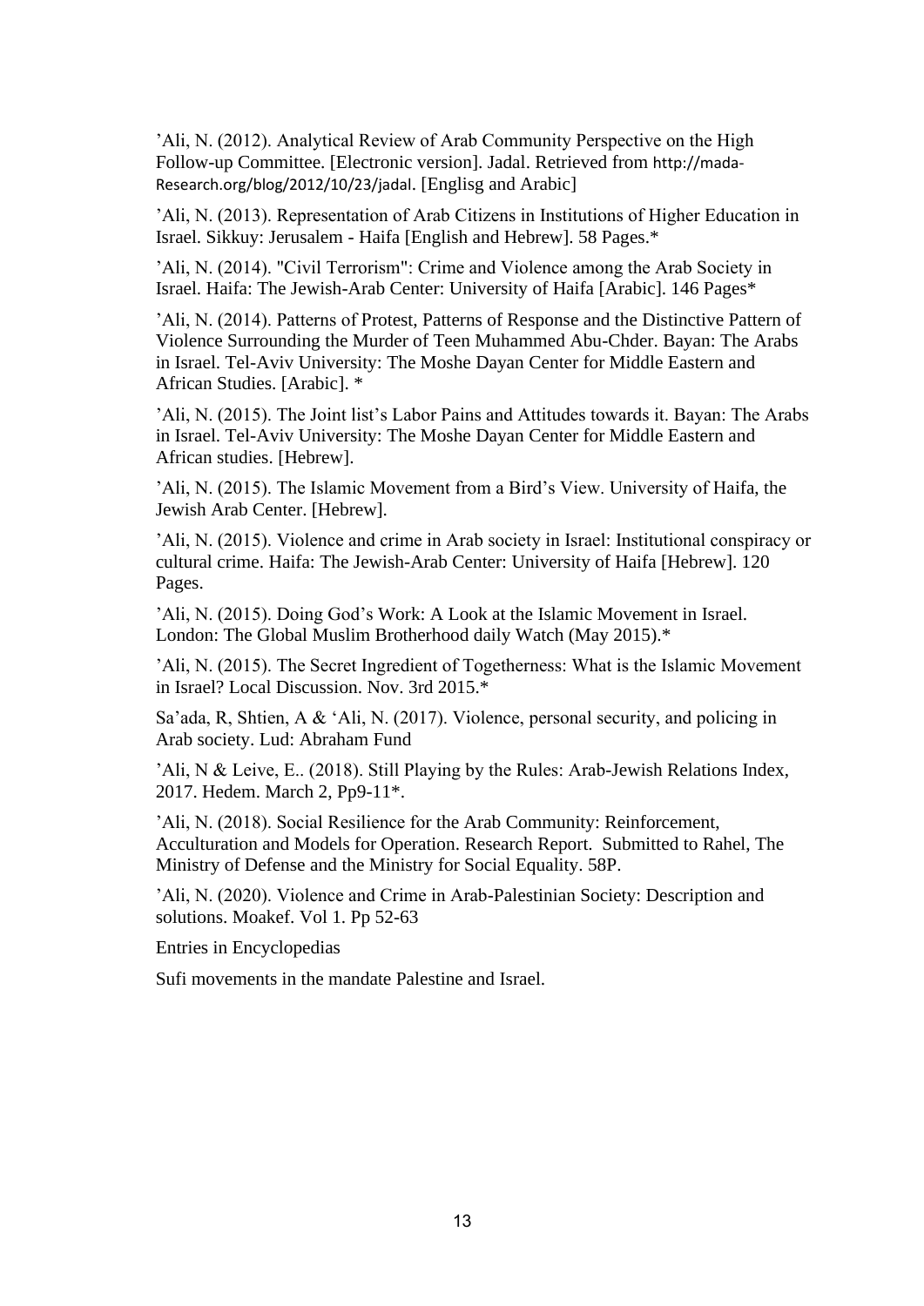’Ali, N. (2012). Analytical Review of Arab Community Perspective on the High Follow-up Committee. [Electronic version]. Jadal. Retrieved from http://mada-Research.org/blog/2012/10/23/jadal. [Englisg and Arabic]

’Ali, N. (2013). Representation of Arab Citizens in Institutions of Higher Education in Israel. Sikkuy: Jerusalem - Haifa [English and Hebrew]. 58 Pages.*

’Ali, N. (2014). "Civil Terrorism": Crime and Violence among the Arab Society in Israel. Haifa: The Jewish-Arab Center: University of Haifa [Arabic]. 146 Pages*

’Ali, N. (2014). Patterns of Protest, Patterns of Response and the Distinctive Pattern of Violence Surrounding the Murder of Teen Muhammed Abu-Chder. Bayan: The Arabs in Israel. Tel-Aviv University: The Moshe Dayan Center for Middle Eastern and African Studies. [Arabic]. *

’Ali, N. (2015). The Joint list’s Labor Pains and Attitudes towards it. Bayan: The Arabs in Israel. Tel-Aviv University: The Moshe Dayan Center for Middle Eastern and African studies. [Hebrew].

’Ali, N. (2015). The Islamic Movement from a Bird’s View. University of Haifa, the Jewish Arab Center. [Hebrew].

’Ali, N. (2015). Violence and crime in Arab society in Israel: Institutional conspiracy or cultural crime. Haifa: The Jewish-Arab Center: University of Haifa [Hebrew]. 120 Pages.

’Ali, N. (2015). Doing God’s Work: A Look at the Islamic Movement in Israel. London: The Global Muslim Brotherhood daily Watch (May 2015).*

’Ali, N. (2015). The Secret Ingredient of Togetherness: What is the Islamic Movement in Israel? Local Discussion. Nov. 3rd 2015.*

Sa’ada, R, Shtien, A & ‘Ali, N. (2017). Violence, personal security, and policing in Arab society. Lud: Abraham Fund

’Ali, N & Leive, E.. (2018). Still Playing by the Rules: Arab-Jewish Relations Index, 2017. Hedem. March 2, Pp9-11*.

’Ali, N. (2018). Social Resilience for the Arab Community: Reinforcement, Acculturation and Models for Operation. Research Report. Submitted to Rahel, The Ministry of Defense and the Ministry for Social Equality. 58P.

’Ali, N. (2020). Violence and Crime in Arab-Palestinian Society: Description and solutions. Moakef. Vol 1. Pp 52-63

Entries in Encyclopedias

Sufi movements in the mandate Palestine and Israel.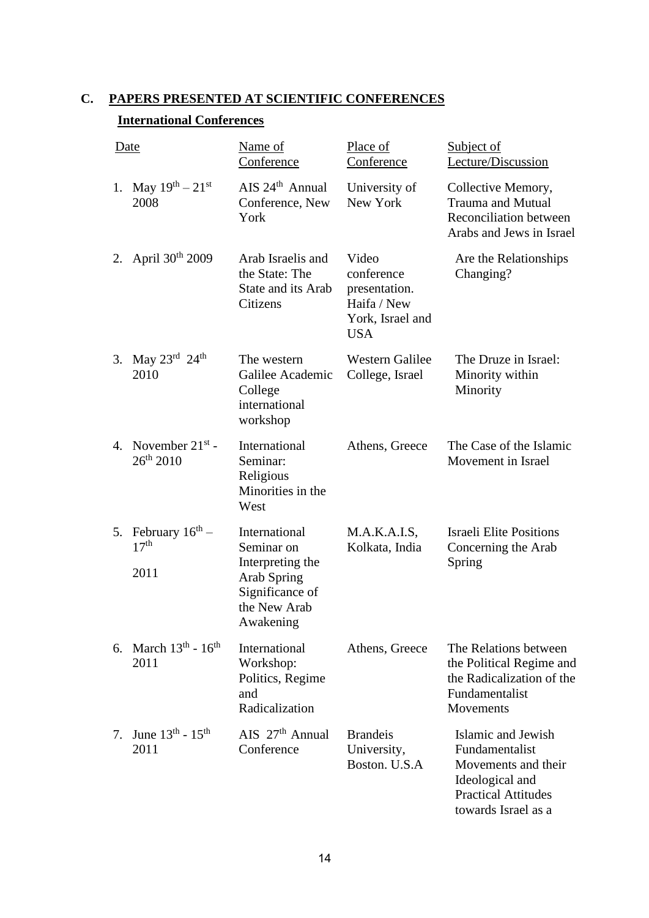## C. PAPERS PRESENTED AT SCIENTIFIC CONFERENCES

### International Conferences

| | Date | Name of Conference | Place of Conference | Subject of Lecture/Discussion |
|---|---|---|---|---|
| 1. | May 19th – 21st 2008 | AIS 24th Annual Conference, New York | University of New York | Collective Memory, Trauma and Mutual Reconciliation between Arabs and Jews in Israel |
| 2. | April 30th 2009 | Arab Israelis and the State: The State and its Arab Citizens | Video conference presentation. Haifa / New York, Israel and USA | Are the Relationships Changing? |
| 3. | May 23rd 24th 2010 | The western Galilee Academic College international workshop | Western Galilee College, Israel | The Druze in Israel: Minority within Minority |
| 4. | November 21st - 26th 2010 | International Seminar: Religious Minorities in the West | Athens, Greece | The Case of the Islamic Movement in Israel |
| 5. | February 16th – 17th 2011 | International Seminar on Interpreting the Arab Spring Significance of the New Arab Awakening | M.A.K.A.I.S, Kolkata, India | Israeli Elite Positions Concerning the Arab Spring |
| 6. | March 13th - 16th 2011 | International Workshop: Politics, Regime and Radicalization | Athens, Greece | The Relations between the Political Regime and the Radicalization of the Fundamentalist Movements |
| 7. | June 13th - 15th 2011 | AIS 27th Annual Conference | Brandeis University, Boston. U.S.A | Islamic and Jewish Fundamentalist Movements and their Ideological and Practical Attitudes towards Israel as a |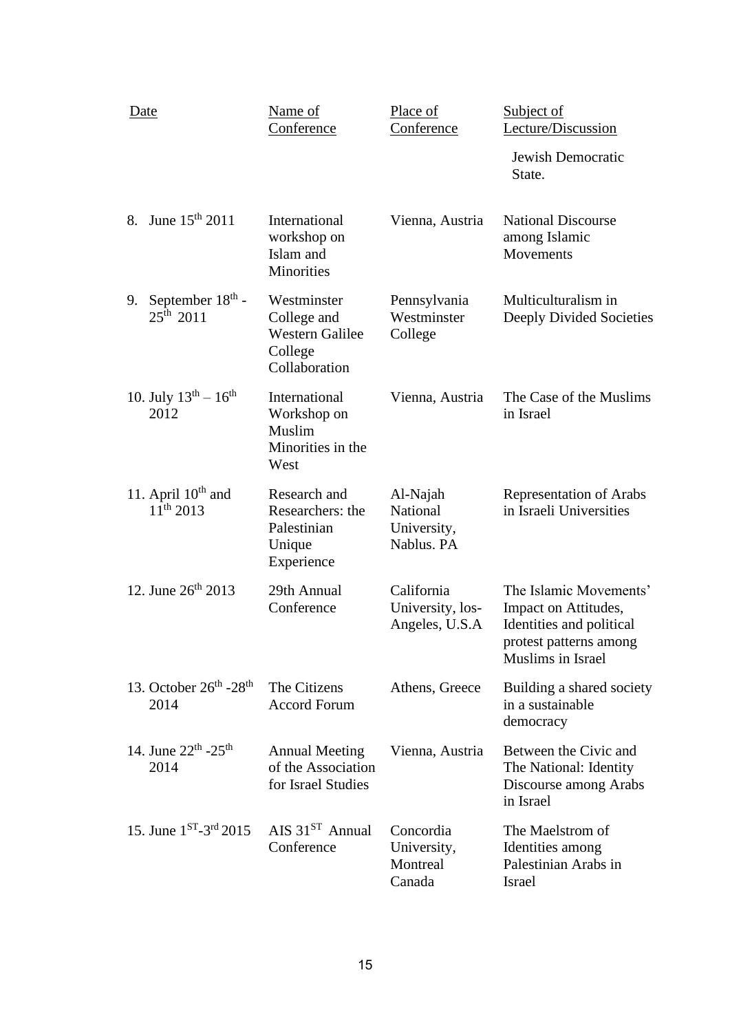| Date | Name of Conference | Place of Conference | Subject of Lecture/Discussion |
|---|---|---|---|
| | | | Jewish Democratic State. |
| 8. June 15th 2011 | International workshop on Islam and Minorities | Vienna, Austria | National Discourse among Islamic Movements |
| 9. September 18th - 25th 2011 | Westminster College and Western Galilee College Collaboration | Pennsylvania Westminster College | Multiculturalism in Deeply Divided Societies |
| 10. July 13th – 16th 2012 | International Workshop on Muslim Minorities in the West | Vienna, Austria | The Case of the Muslims in Israel |
| 11. April 10th and 11th 2013 | Research and Researchers: the Palestinian Unique Experience | Al-Najah National University, Nablus. PA | Representation of Arabs in Israeli Universities |
| 12. June 26th 2013 | 29th Annual Conference | California University, los-Angeles, U.S.A | The Islamic Movements' Impact on Attitudes, Identities and political protest patterns among Muslims in Israel |
| 13. October 26th -28th 2014 | The Citizens Accord Forum | Athens, Greece | Building a shared society in a sustainable democracy |
| 14. June 22th -25th 2014 | Annual Meeting of the Association for Israel Studies | Vienna, Austria | Between the Civic and The National: Identity Discourse among Arabs in Israel |
| 15. June 1ST-3rd 2015 | AIS 31ST Annual Conference | Concordia University, Montreal Canada | The Maelstrom of Identities among Palestinian Arabs in Israel |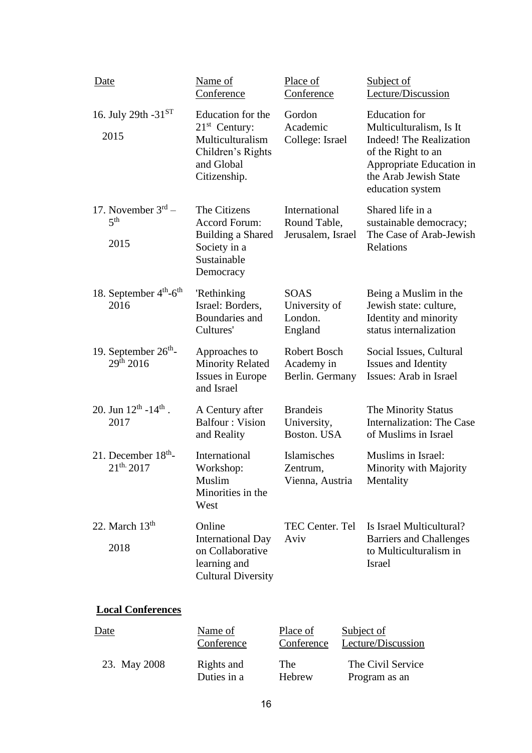| Date | Name of Conference | Place of Conference | Subject of Lecture/Discussion |
|---|---|---|---|
| 16. July 29th -31$^{ST}$ 2015 | Education for the 21$^{st}$ Century: Multiculturalism Children's Rights and Global Citizenship. | Gordon Academic College: Israel | Education for Multiculturalism, Is It Indeed! The Realization of the Right to an Appropriate Education in the Arab Jewish State education system |
| 17. November 3$^{rd}$ – 5$^{th}$ 2015 | The Citizens Accord Forum: Building a Shared Society in a Sustainable Democracy | International Round Table, Jerusalem, Israel | Shared life in a sustainable democracy; The Case of Arab-Jewish Relations |
| 18. September 4$^{th}$-6$^{th}$ 2016 | 'Rethinking Israel: Borders, Boundaries and Cultures' | SOAS University of London. England | Being a Muslim in the Jewish state: culture, Identity and minority status internalization |
| 19. September 26$^{th}$-29$^{th}$ 2016 | Approaches to Minority Related Issues in Europe and Israel | Robert Bosch Academy in Berlin. Germany | Social Issues, Cultural Issues and Identity Issues: Arab in Israel |
| 20. Jun 12$^{th}$ -14$^{th}$ . 2017 | A Century after Balfour : Vision and Reality | Brandeis University, Boston. USA | The Minority Status Internalization: The Case of Muslims in Israel |
| 21. December 18$^{th}$-21$^{th.}$ 2017 | International Workshop: Muslim Minorities in the West | Islamisches Zentrum, Vienna, Austria | Muslims in Israel: Minority with Majority Mentality |
| 22. March 13$^{th}$ 2018 | Online International Day on Collaborative learning and Cultural Diversity | TEC Center. Tel Aviv | Is Israel Multicultural? Barriers and Challenges to Multiculturalism in Israel |

**Local Conferences**

| Date | Name of Conference | Place of Conference | Subject of Lecture/Discussion |
|---|---|---|---|
| 23. May 2008 | Rights and Duties in a | The Hebrew | The Civil Service Program as an |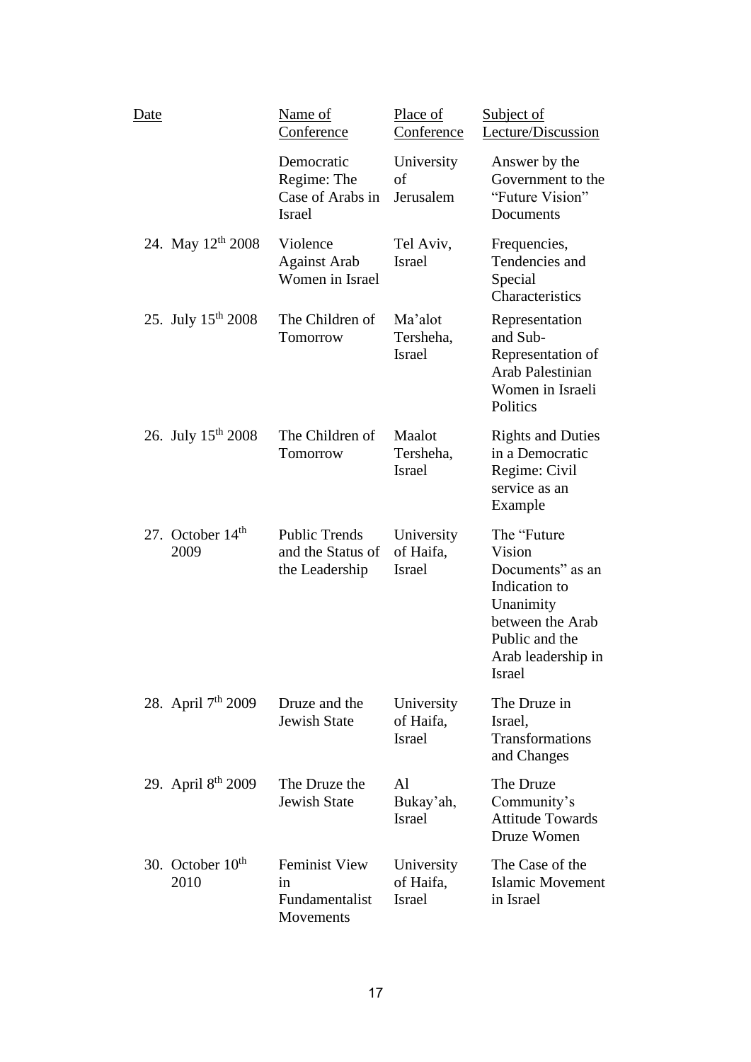| Date | Name of Conference | Place of Conference | Subject of Lecture/Discussion |
|---|---|---|---|
| | Democratic Regime: The Case of Arabs in Israel | University of Jerusalem | Answer by the Government to the “Future Vision” Documents |
| 24. May 12th 2008 | Violence Against Arab Women in Israel | Tel Aviv, Israel | Frequencies, Tendencies and Special Characteristics |
| 25. July 15th 2008 | The Children of Tomorrow | Ma’alot Tersheha, Israel | Representation and Sub-Representation of Arab Palestinian Women in Israeli Politics |
| 26. July 15th 2008 | The Children of Tomorrow | Maalot Tersheha, Israel | Rights and Duties in a Democratic Regime: Civil service as an Example |
| 27. October 14th 2009 | Public Trends and the Status of the Leadership | University of Haifa, Israel | The “Future Vision Documents” as an Indication to Unanimity between the Arab Public and the Arab leadership in Israel |
| 28. April 7th 2009 | Druze and the Jewish State | University of Haifa, Israel | The Druze in Israel, Transformations and Changes |
| 29. April 8th 2009 | The Druze the Jewish State | Al Bukay’ah, Israel | The Druze Community’s Attitude Towards Druze Women |
| 30. October 10th 2010 | Feminist View in Fundamentalist Movements | University of Haifa, Israel | The Case of the Islamic Movement in Israel |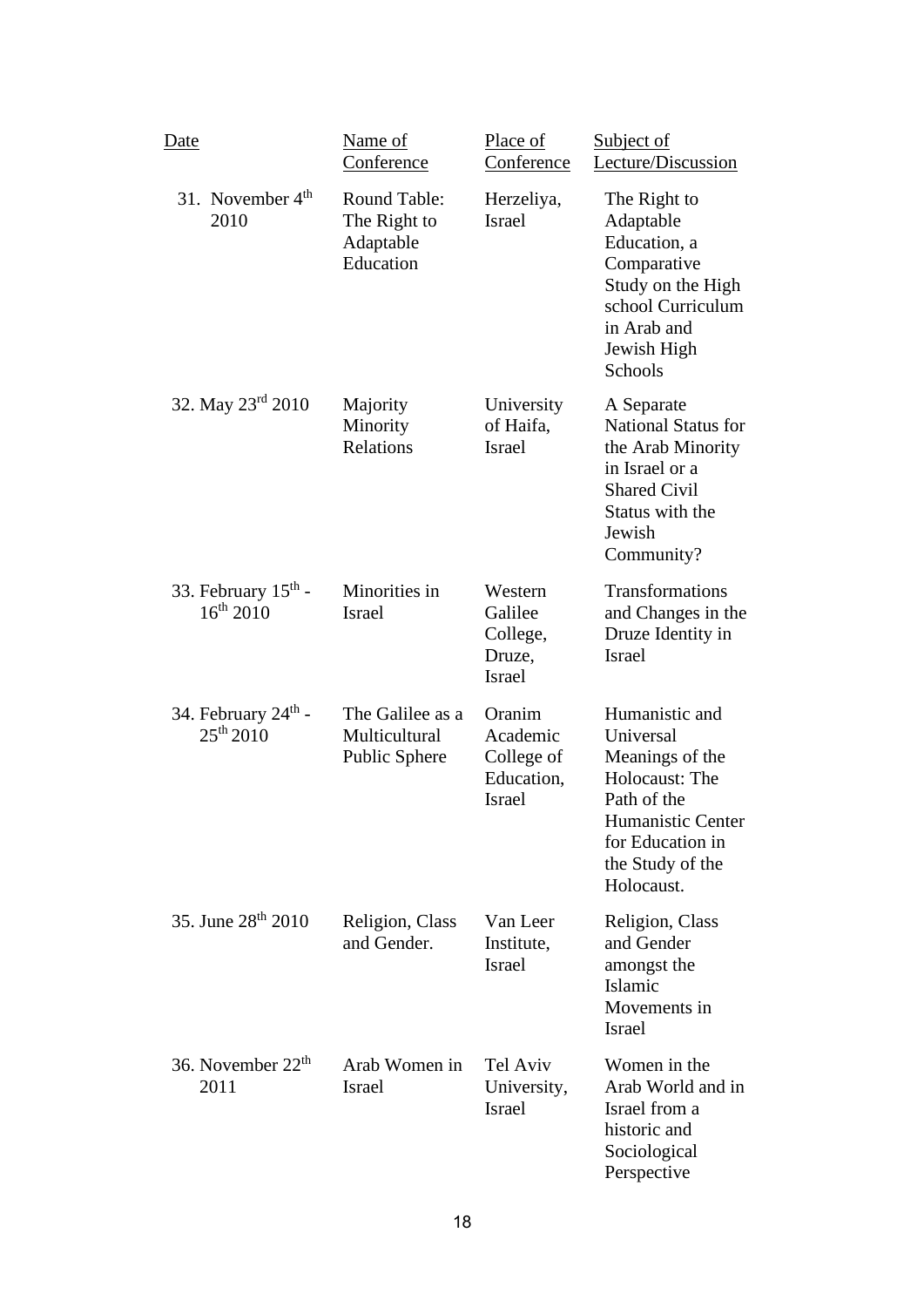| Date | Name of Conference | Place of Conference | Subject of Lecture/Discussion |
|---|---|---|---|
| 31. November 4th 2010 | Round Table: The Right to Adaptable Education | Herzeliya, Israel | The Right to Adaptable Education, a Comparative Study on the High school Curriculum in Arab and Jewish High Schools |
| 32. May 23rd 2010 | Majority Minority Relations | University of Haifa, Israel | A Separate National Status for the Arab Minority in Israel or a Shared Civil Status with the Jewish Community? |
| 33. February 15th - 16th 2010 | Minorities in Israel | Western Galilee College, Druze, Israel | Transformations and Changes in the Druze Identity in Israel |
| 34. February 24th - 25th 2010 | The Galilee as a Multicultural Public Sphere | Oranim Academic College of Education, Israel | Humanistic and Universal Meanings of the Holocaust: The Path of the Humanistic Center for Education in the Study of the Holocaust. |
| 35. June 28th 2010 | Religion, Class and Gender. | Van Leer Institute, Israel | Religion, Class and Gender amongst the Islamic Movements in Israel |
| 36. November 22th 2011 | Arab Women in Israel | Tel Aviv University, Israel | Women in the Arab World and in Israel from a historic and Sociological Perspective |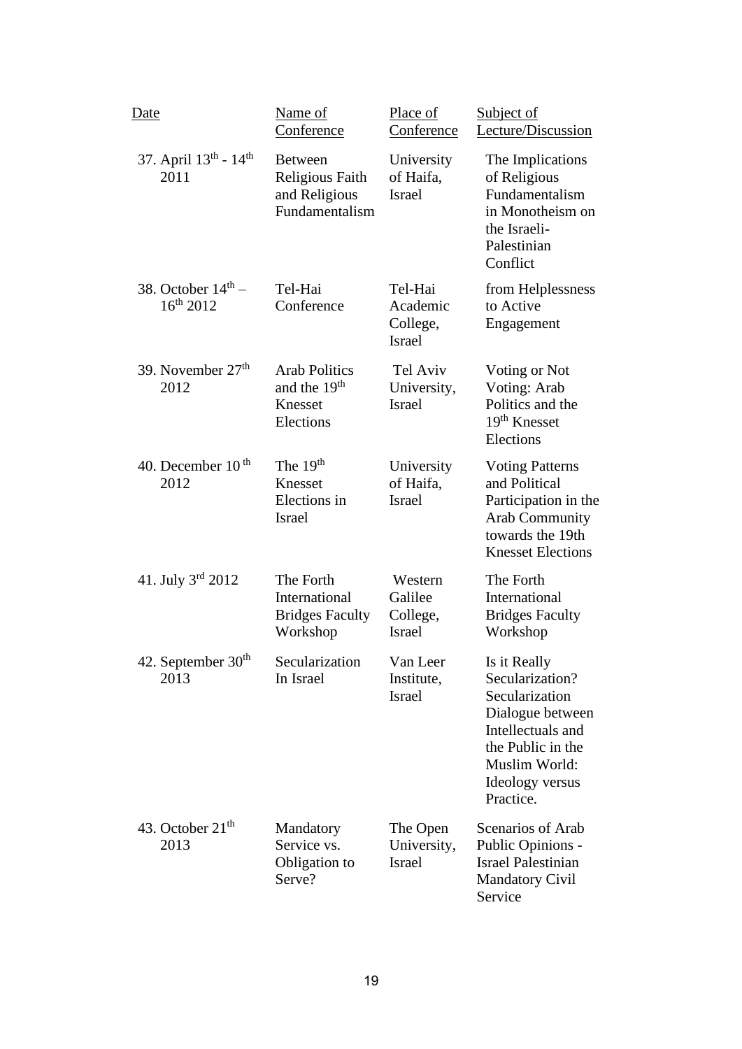| Date | Name of Conference | Place of Conference | Subject of Lecture/Discussion |
|---|---|---|---|
| 37. April 13th - 14th 2011 | Between Religious Faith and Religious Fundamentalism | University of Haifa, Israel | The Implications of Religious Fundamentalism in Monotheism on the Israeli-Palestinian Conflict |
| 38. October 14th – 16th 2012 | Tel-Hai Conference | Tel-Hai Academic College, Israel | from Helplessness to Active Engagement |
| 39. November 27th 2012 | Arab Politics and the 19th Knesset Elections | Tel Aviv University, Israel | Voting or Not Voting: Arab Politics and the 19th Knesset Elections |
| 40. December 10 th 2012 | The 19th Knesset Elections in Israel | University of Haifa, Israel | Voting Patterns and Political Participation in the Arab Community towards the 19th Knesset Elections |
| 41. July 3rd 2012 | The Forth International Bridges Faculty Workshop | Western Galilee College, Israel | The Forth International Bridges Faculty Workshop |
| 42. September 30th 2013 | Secularization In Israel | Van Leer Institute, Israel | Is it Really Secularization? Secularization Dialogue between Intellectuals and the Public in the Muslim World: Ideology versus Practice. |
| 43. October 21th 2013 | Mandatory Service vs. Obligation to Serve? | The Open University, Israel | Scenarios of Arab Public Opinions - Israel Palestinian Mandatory Civil Service |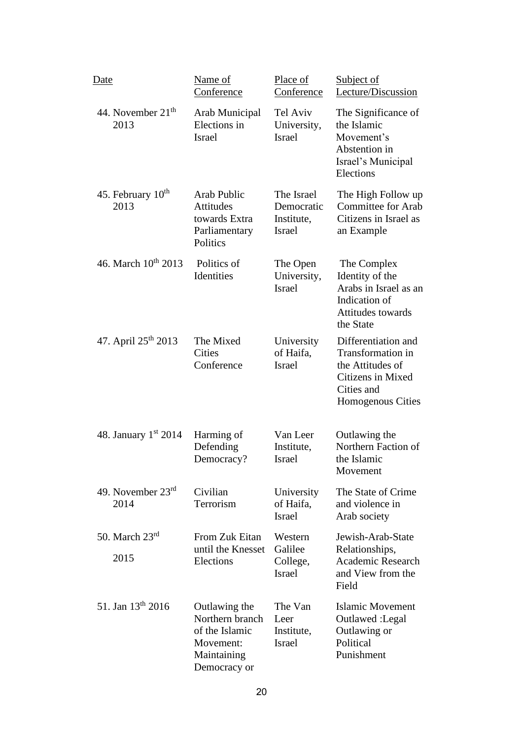| Date | Name of Conference | Place of Conference | Subject of Lecture/Discussion |
|---|---|---|---|
| 44. November 21th 2013 | Arab Municipal Elections in Israel | Tel Aviv University, Israel | The Significance of the Islamic Movement's Abstention in Israel's Municipal Elections |
| 45. February 10th 2013 | Arab Public Attitudes towards Extra Parliamentary Politics | The Israel Democratic Institute, Israel | The High Follow up Committee for Arab Citizens in Israel as an Example |
| 46. March 10th 2013 | Politics of Identities | The Open University, Israel | The Complex Identity of the Arabs in Israel as an Indication of Attitudes towards the State |
| 47. April 25th 2013 | The Mixed Cities Conference | University of Haifa, Israel | Differentiation and Transformation in the Attitudes of Citizens in Mixed Cities and Homogenous Cities |
| 48. January 1st 2014 | Harming of Defending Democracy? | Van Leer Institute, Israel | Outlawing the Northern Faction of the Islamic Movement |
| 49. November 23rd 2014 | Civilian Terrorism | University of Haifa, Israel | The State of Crime and violence in Arab society |
| 50. March 23rd 2015 | From Zuk Eitan until the Knesset Elections | Western Galilee College, Israel | Jewish-Arab-State Relationships, Academic Research and View from the Field |
| 51. Jan 13th 2016 | Outlawing the Northern branch of the Islamic Movement: Maintaining Democracy or | The Van Leer Institute, Israel | Islamic Movement Outlawed :Legal Outlawing or Political Punishment |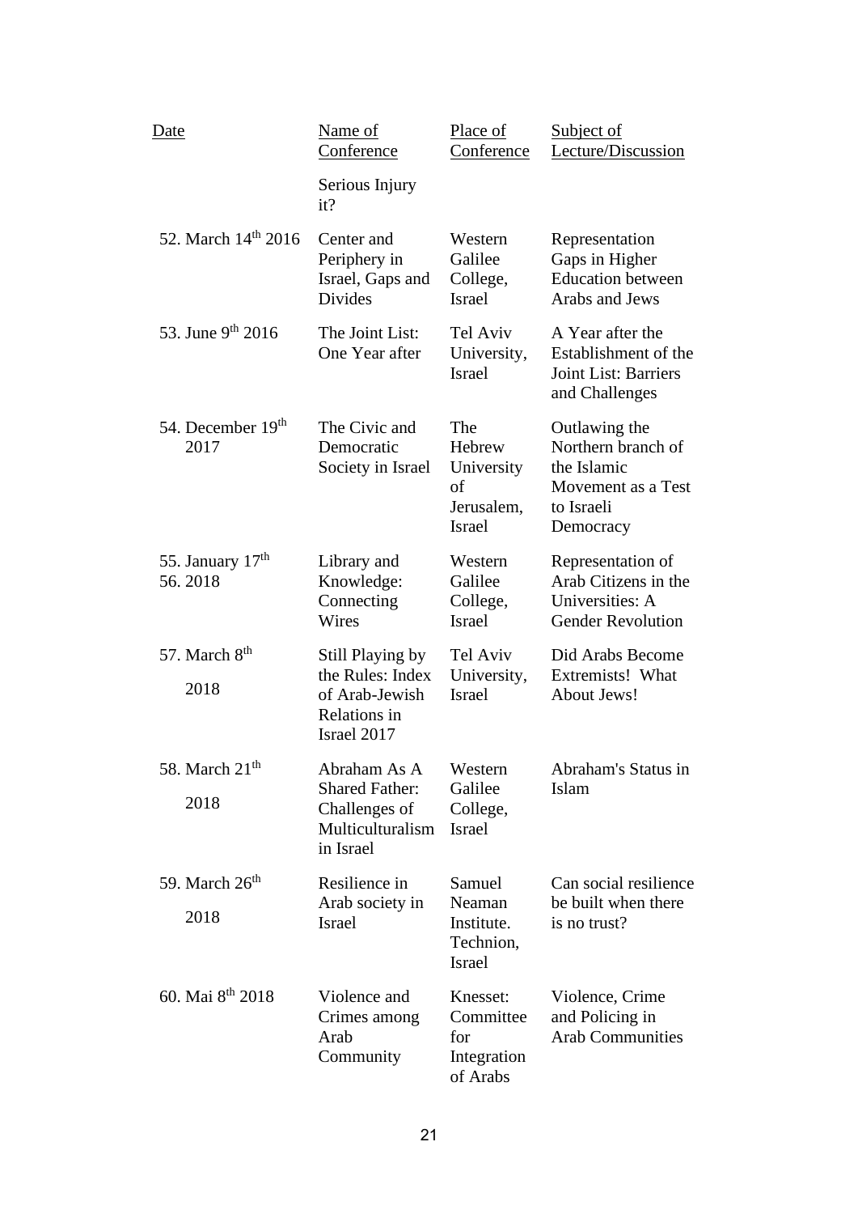| Date | Name of Conference | Place of Conference | Subject of Lecture/Discussion |
|---|---|---|---|
| | Serious Injury it? | | |
| 52. March 14th 2016 | Center and Periphery in Israel, Gaps and Divides | Western Galilee College, Israel | Representation Gaps in Higher Education between Arabs and Jews |
| 53. June 9th 2016 | The Joint List: One Year after | Tel Aviv University, Israel | A Year after the Establishment of the Joint List: Barriers and Challenges |
| 54. December 19th 2017 | The Civic and Democratic Society in Israel | The Hebrew University of Jerusalem, Israel | Outlawing the Northern branch of the Islamic Movement as a Test to Israeli Democracy |
| 55. January 17th 56. 2018 | Library and Knowledge: Connecting Wires | Western Galilee College, Israel | Representation of Arab Citizens in the Universities: A Gender Revolution |
| 57. March 8th 2018 | Still Playing by the Rules: Index of Arab-Jewish Relations in Israel 2017 | Tel Aviv University, Israel | Did Arabs Become Extremists! What About Jews! |
| 58. March 21th 2018 | Abraham As A Shared Father: Challenges of Multiculturalism in Israel | Western Galilee College, Israel | Abraham's Status in Islam |
| 59. March 26th 2018 | Resilience in Arab society in Israel | Samuel Neaman Institute. Technion, Israel | Can social resilience be built when there is no trust? |
| 60. Mai 8th 2018 | Violence and Crimes among Arab Community | Knesset: Committee for Integration of Arabs | Violence, Crime and Policing in Arab Communities |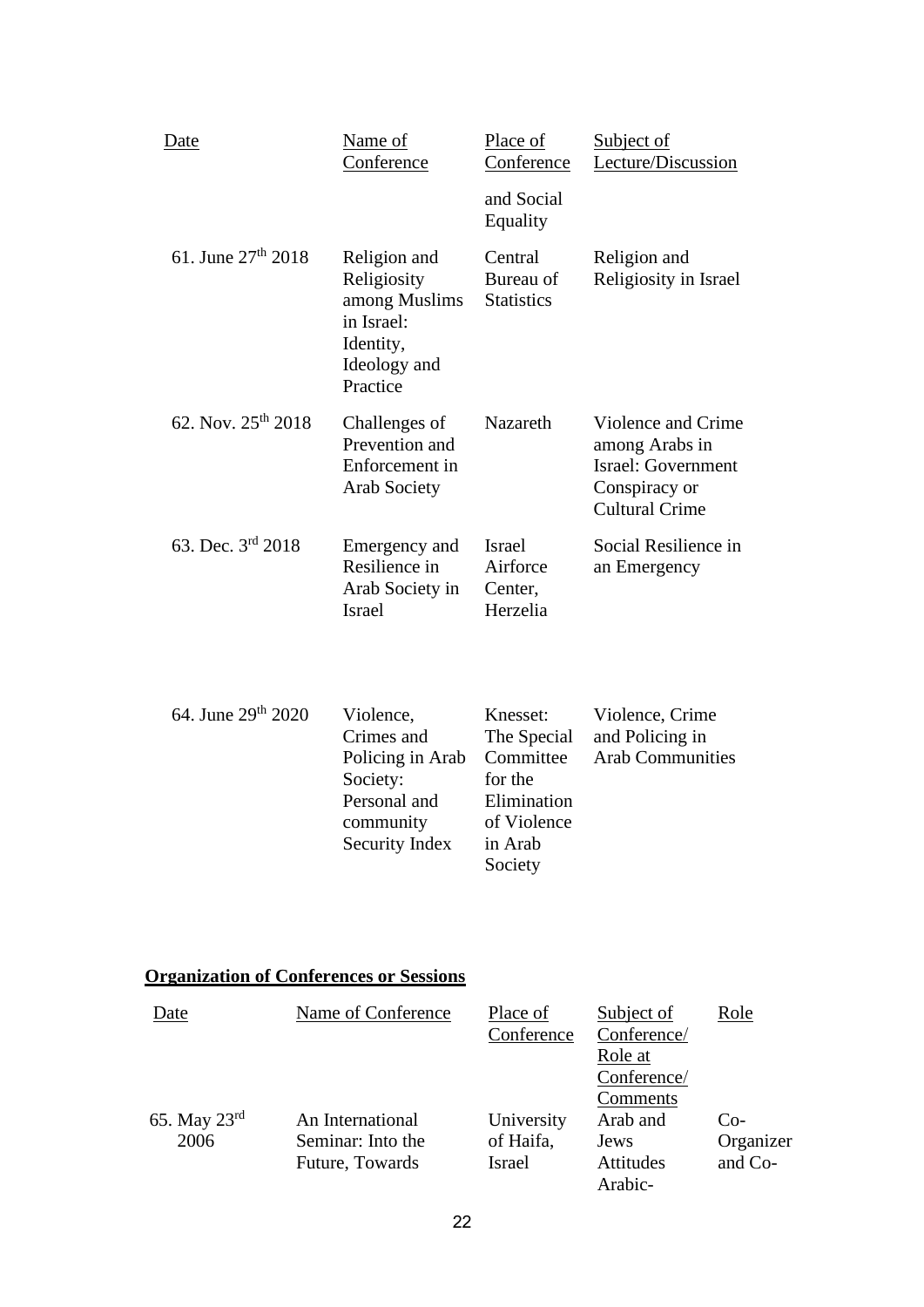| Date | Name of Conference | Place of Conference | Subject of Lecture/Discussion |
|---|---|---|---|
| | | and Social Equality | |
| 61. June 27th 2018 | Religion and Religiosity among Muslims in Israel: Identity, Ideology and Practice | Central Bureau of Statistics | Religion and Religiosity in Israel |
| 62. Nov. 25th 2018 | Challenges of Prevention and Enforcement in Arab Society | Nazareth | Violence and Crime among Arabs in Israel: Government Conspiracy or Cultural Crime |
| 63. Dec. 3rd 2018 | Emergency and Resilience in Arab Society in Israel | Israel Airforce Center, Herzelia | Social Resilience in an Emergency |
| 64. June 29th 2020 | Violence, Crimes and Policing in Arab Society: Personal and community Security Index | Knesset: The Special Committee for the Elimination of Violence in Arab Society | Violence, Crime and Policing in Arab Communities |

**Organization of Conferences or Sessions**

| Date | Name of Conference | Place of Conference | Subject of Conference/ Role at Conference/ Comments | Role |
|---|---|---|---|---|
| 65. May 23rd 2006 | An International Seminar: Into the Future, Towards | University of Haifa, Israel | Arab and Jews Attitudes Arabic- | Co-Organizer and Co- |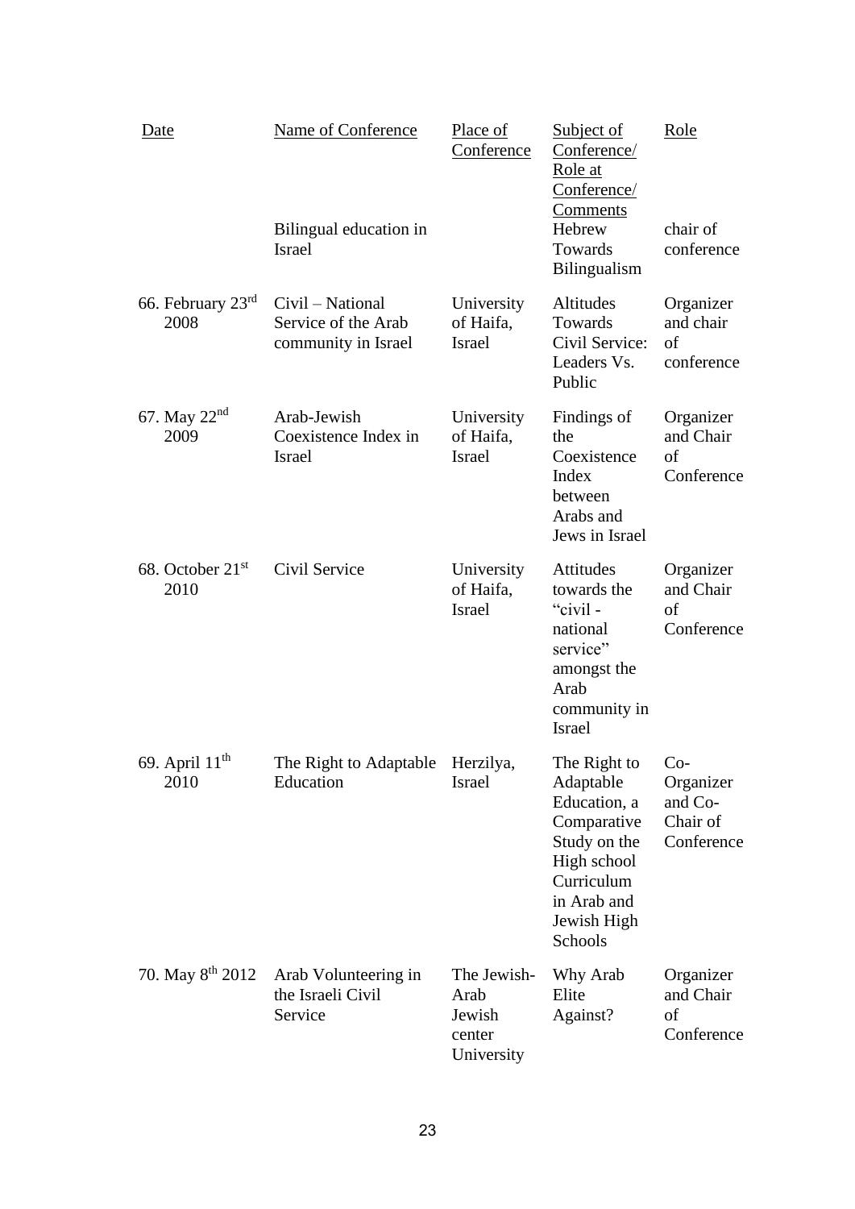| Date | Name of Conference | Place of Conference | Subject of Conference/ Role at Conference/ Comments | Role |
|---|---|---|---|---|
| | Bilingual education in Israel | | Hebrew Towards Bilingualism | chair of conference |
| 66. February 23rd 2008 | Civil – National Service of the Arab community in Israel | University of Haifa, Israel | Altitudes Towards Civil Service: Leaders Vs. Public | Organizer and chair of conference |
| 67. May 22nd 2009 | Arab-Jewish Coexistence Index in Israel | University of Haifa, Israel | Findings of the Coexistence Index between Arabs and Jews in Israel | Organizer and Chair of Conference |
| 68. October 21st 2010 | Civil Service | University of Haifa, Israel | Attitudes towards the “civil - national service” amongst the Arab community in Israel | Organizer and Chair of Conference |
| 69. April 11th 2010 | The Right to Adaptable Education | Herzilya, Israel | The Right to Adaptable Education, a Comparative Study on the High school Curriculum in Arab and Jewish High Schools | Co-Organizer and Co-Chair of Conference |
| 70. May 8th 2012 | Arab Volunteering in the Israeli Civil Service | The Jewish-Arab Jewish center University | Why Arab Elite Against? | Organizer and Chair of Conference |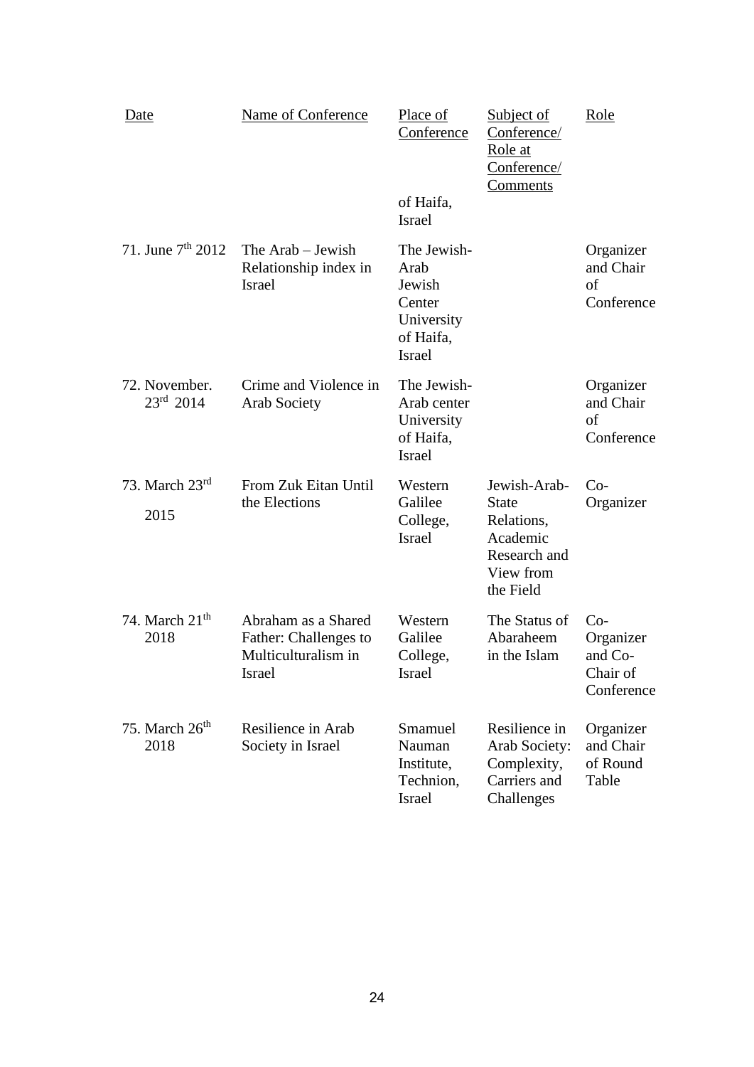| Date | Name of Conference | Place of Conference | Subject of Conference/ Role at Conference/ Comments | Role |
|---|---|---|---|---|
| | | of Haifa, Israel | | |
| 71. June 7th 2012 | The Arab – Jewish Relationship index in Israel | The Jewish-Arab Jewish Center University of Haifa, Israel | | Organizer and Chair of Conference |
| 72. November. 23rd 2014 | Crime and Violence in Arab Society | The Jewish-Arab center University of Haifa, Israel | | Organizer and Chair of Conference |
| 73. March 23rd 2015 | From Zuk Eitan Until the Elections | Western Galilee College, Israel | Jewish-Arab-State Relations, Academic Research and View from the Field | Co-Organizer |
| 74. March 21th 2018 | Abraham as a Shared Father: Challenges to Multiculturalism in Israel | Western Galilee College, Israel | The Status of Abaraheem in the Islam | Co-Organizer and Co-Chair of Conference |
| 75. March 26th 2018 | Resilience in Arab Society in Israel | Smamuel Nauman Institute, Technion, Israel | Resilience in Arab Society: Complexity, Carriers and Challenges | Organizer and Chair of Round Table |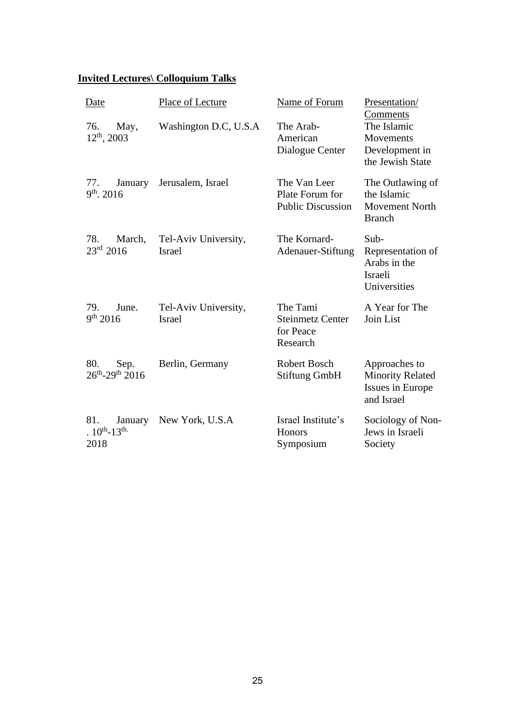**Invited Lectures\ Colloquium Talks**

| Date | Place of Lecture | Name of Forum | Presentation/ Comments |
|---|---|---|---|
| 76. May, 12th, 2003 | Washington D.C, U.S.A | The Arab-American Dialogue Center | The Islamic Movements Development in the Jewish State |
| 77. January 9th. 2016 | Jerusalem, Israel | The Van Leer Plate Forum for Public Discussion | The Outlawing of the Islamic Movement North Branch |
| 78. March, 23rd 2016 | Tel-Aviv University, Israel | The Kornard-Adenauer-Stiftung | Sub-Representation of Arabs in the Israeli Universities |
| 79. June. 9th 2016 | Tel-Aviv University, Israel | The Tami Steinmetz Center for Peace Research | A Year for The Join List |
| 80. Sep. 26th-29th 2016 | Berlin, Germany | Robert Bosch Stiftung GmbH | Approaches to Minority Related Issues in Europe and Israel |
| 81. January . 10th-13th. 2018 | New York, U.S.A | Israel Institute's Honors Symposium | Sociology of Non-Jews in Israeli Society |